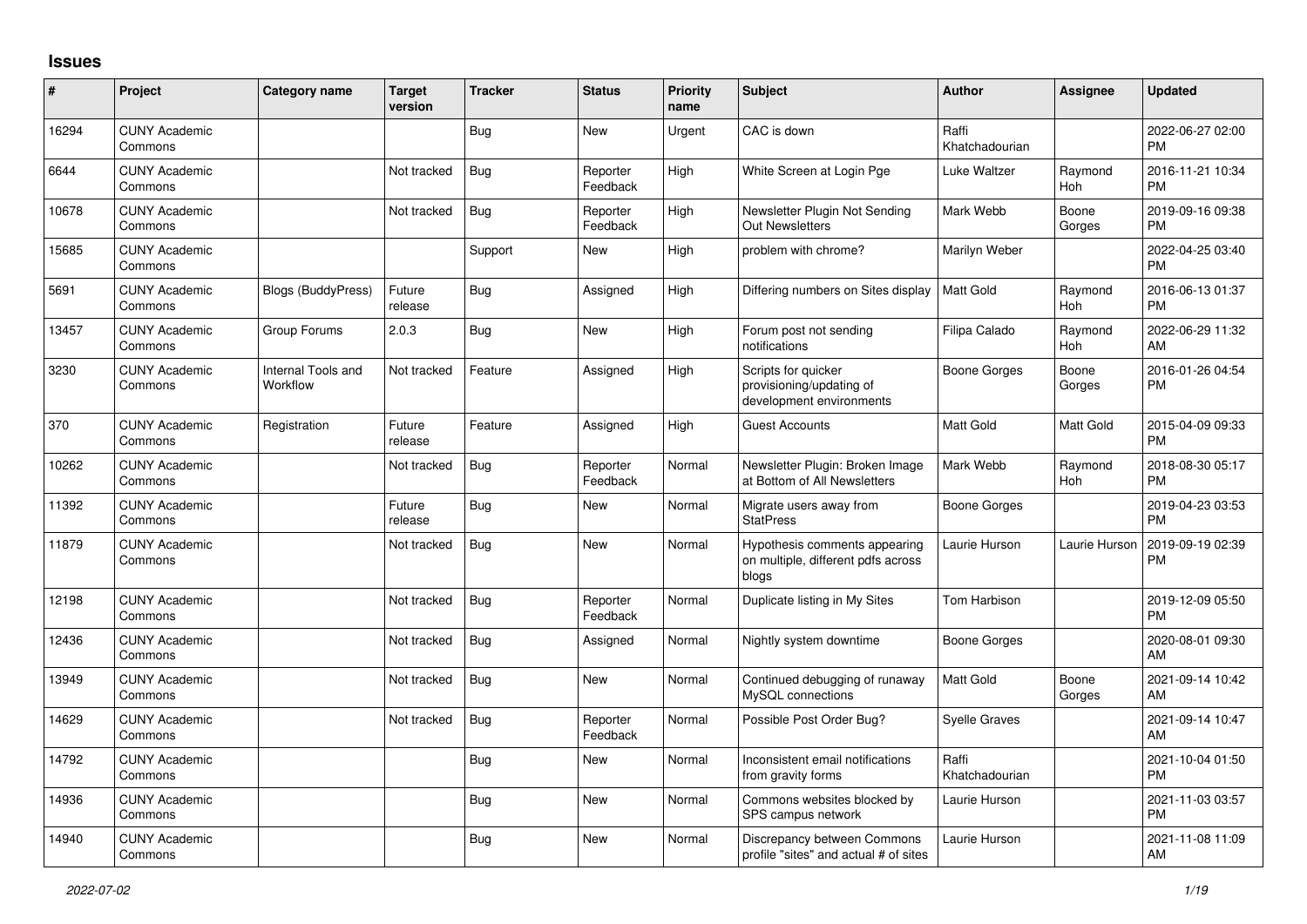# Issues

| # | Project | Category name | Target version | Tracker | Status | Priority name | Subject | Author | Assignee | Updated |
|---|---|---|---|---|---|---|---|---|---|---|
| 16294 | CUNY Academic Commons | | | Bug | New | Urgent | CAC is down | Raffi Khatchadourian | | 2022-06-27 02:00 PM |
| 6644 | CUNY Academic Commons | | Not tracked | Bug | Reporter Feedback | High | White Screen at Login Pge | Luke Waltzer | Raymond Hoh | 2016-11-21 10:34 PM |
| 10678 | CUNY Academic Commons | | Not tracked | Bug | Reporter Feedback | High | Newsletter Plugin Not Sending Out Newsletters | Mark Webb | Boone Gorges | 2019-09-16 09:38 PM |
| 15685 | CUNY Academic Commons | | | Support | New | High | problem with chrome? | Marilyn Weber | | 2022-04-25 03:40 PM |
| 5691 | CUNY Academic Commons | Blogs (BuddyPress) | Future release | Bug | Assigned | High | Differing numbers on Sites display | Matt Gold | Raymond Hoh | 2016-06-13 01:37 PM |
| 13457 | CUNY Academic Commons | Group Forums | 2.0.3 | Bug | New | High | Forum post not sending notifications | Filipa Calado | Raymond Hoh | 2022-06-29 11:32 AM |
| 3230 | CUNY Academic Commons | Internal Tools and Workflow | Not tracked | Feature | Assigned | High | Scripts for quicker provisioning/updating of development environments | Boone Gorges | Boone Gorges | 2016-01-26 04:54 PM |
| 370 | CUNY Academic Commons | Registration | Future release | Feature | Assigned | High | Guest Accounts | Matt Gold | Matt Gold | 2015-04-09 09:33 PM |
| 10262 | CUNY Academic Commons | | Not tracked | Bug | Reporter Feedback | Normal | Newsletter Plugin: Broken Image at Bottom of All Newsletters | Mark Webb | Raymond Hoh | 2018-08-30 05:17 PM |
| 11392 | CUNY Academic Commons | | Future release | Bug | New | Normal | Migrate users away from StatPress | Boone Gorges | | 2019-04-23 03:53 PM |
| 11879 | CUNY Academic Commons | | Not tracked | Bug | New | Normal | Hypothesis comments appearing on multiple, different pdfs across blogs | Laurie Hurson | Laurie Hurson | 2019-09-19 02:39 PM |
| 12198 | CUNY Academic Commons | | Not tracked | Bug | Reporter Feedback | Normal | Duplicate listing in My Sites | Tom Harbison | | 2019-12-09 05:50 PM |
| 12436 | CUNY Academic Commons | | Not tracked | Bug | Assigned | Normal | Nightly system downtime | Boone Gorges | | 2020-08-01 09:30 AM |
| 13949 | CUNY Academic Commons | | Not tracked | Bug | New | Normal | Continued debugging of runaway MySQL connections | Matt Gold | Boone Gorges | 2021-09-14 10:42 AM |
| 14629 | CUNY Academic Commons | | Not tracked | Bug | Reporter Feedback | Normal | Possible Post Order Bug? | Syelle Graves | | 2021-09-14 10:47 AM |
| 14792 | CUNY Academic Commons | | | Bug | New | Normal | Inconsistent email notifications from gravity forms | Raffi Khatchadourian | | 2021-10-04 01:50 PM |
| 14936 | CUNY Academic Commons | | | Bug | New | Normal | Commons websites blocked by SPS campus network | Laurie Hurson | | 2021-11-03 03:57 PM |
| 14940 | CUNY Academic Commons | | | Bug | New | Normal | Discrepancy between Commons profile "sites" and actual # of sites | Laurie Hurson | | 2021-11-08 11:09 AM |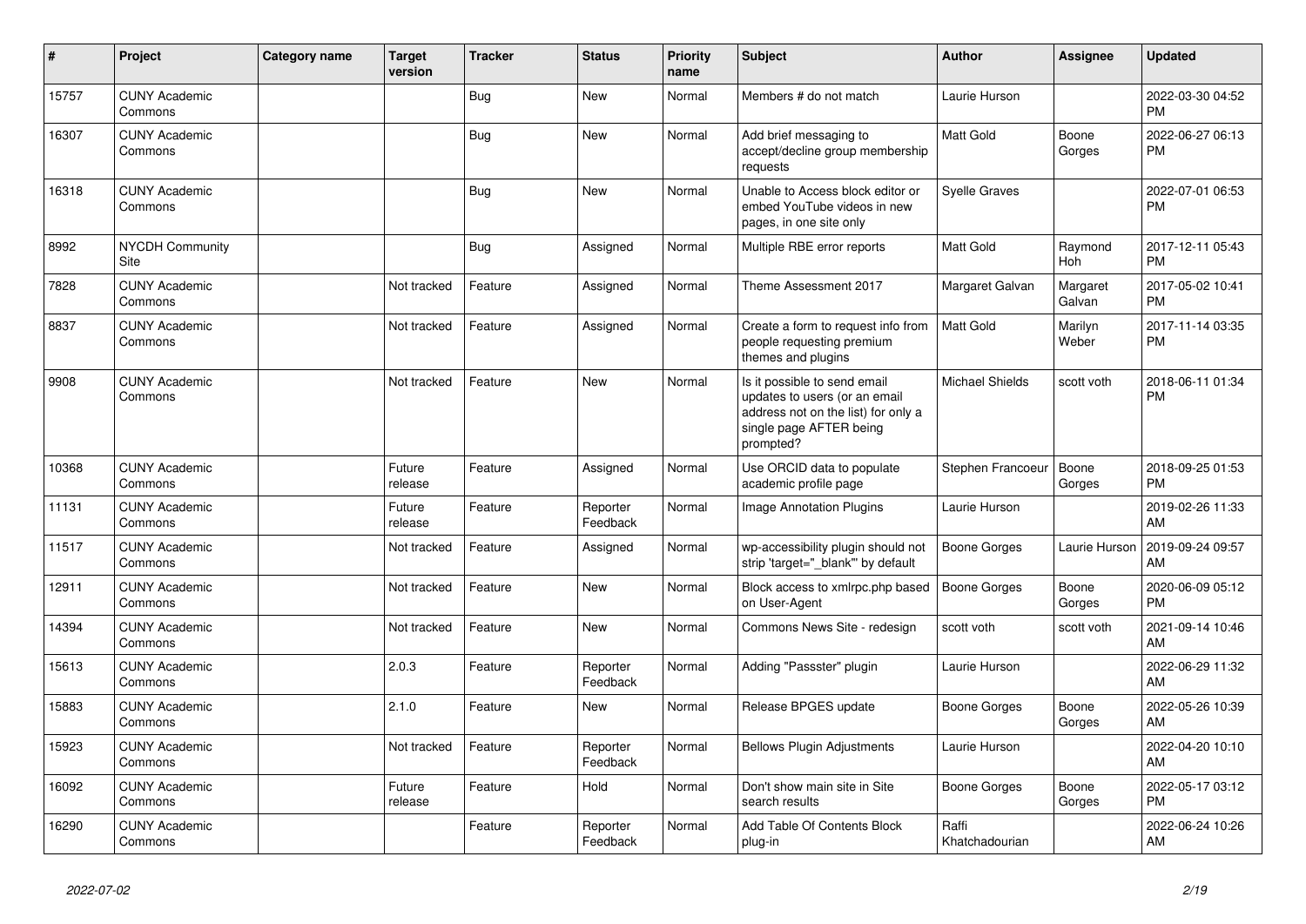| # | Project | Category name | Target version | Tracker | Status | Priority name | Subject | Author | Assignee | Updated |
|---|---|---|---|---|---|---|---|---|---|---|
| 15757 | CUNY Academic Commons | | | Bug | New | Normal | Members # do not match | Laurie Hurson | | 2022-03-30 04:52 PM |
| 16307 | CUNY Academic Commons | | | Bug | New | Normal | Add brief messaging to accept/decline group membership requests | Matt Gold | Boone Gorges | 2022-06-27 06:13 PM |
| 16318 | CUNY Academic Commons | | | Bug | New | Normal | Unable to Access block editor or embed YouTube videos in new pages, in one site only | Syelle Graves | | 2022-07-01 06:53 PM |
| 8992 | NYCDH Community Site | | | Bug | Assigned | Normal | Multiple RBE error reports | Matt Gold | Raymond Hoh | 2017-12-11 05:43 PM |
| 7828 | CUNY Academic Commons | | Not tracked | Feature | Assigned | Normal | Theme Assessment 2017 | Margaret Galvan | Margaret Galvan | 2017-05-02 10:41 PM |
| 8837 | CUNY Academic Commons | | Not tracked | Feature | Assigned | Normal | Create a form to request info from people requesting premium themes and plugins | Matt Gold | Marilyn Weber | 2017-11-14 03:35 PM |
| 9908 | CUNY Academic Commons | | Not tracked | Feature | New | Normal | Is it possible to send email updates to users (or an email address not on the list) for only a single page AFTER being prompted? | Michael Shields | scott voth | 2018-06-11 01:34 PM |
| 10368 | CUNY Academic Commons | | Future release | Feature | Assigned | Normal | Use ORCID data to populate academic profile page | Stephen Francoeur | Boone Gorges | 2018-09-25 01:53 PM |
| 11131 | CUNY Academic Commons | | Future release | Feature | Reporter Feedback | Normal | Image Annotation Plugins | Laurie Hurson | | 2019-02-26 11:33 AM |
| 11517 | CUNY Academic Commons | | Not tracked | Feature | Assigned | Normal | wp-accessibility plugin should not strip 'target="_blank"' by default | Boone Gorges | Laurie Hurson | 2019-09-24 09:57 AM |
| 12911 | CUNY Academic Commons | | Not tracked | Feature | New | Normal | Block access to xmlrpc.php based on User-Agent | Boone Gorges | Boone Gorges | 2020-06-09 05:12 PM |
| 14394 | CUNY Academic Commons | | Not tracked | Feature | New | Normal | Commons News Site - redesign | scott voth | scott voth | 2021-09-14 10:46 AM |
| 15613 | CUNY Academic Commons | | 2.0.3 | Feature | Reporter Feedback | Normal | Adding "Passster" plugin | Laurie Hurson | | 2022-06-29 11:32 AM |
| 15883 | CUNY Academic Commons | | 2.1.0 | Feature | New | Normal | Release BPGES update | Boone Gorges | Boone Gorges | 2022-05-26 10:39 AM |
| 15923 | CUNY Academic Commons | | Not tracked | Feature | Reporter Feedback | Normal | Bellows Plugin Adjustments | Laurie Hurson | | 2022-04-20 10:10 AM |
| 16092 | CUNY Academic Commons | | Future release | Feature | Hold | Normal | Don't show main site in Site search results | Boone Gorges | Boone Gorges | 2022-05-17 03:12 PM |
| 16290 | CUNY Academic Commons | | | Feature | Reporter Feedback | Normal | Add Table Of Contents Block plug-in | Raffi Khatchadourian | | 2022-06-24 10:26 AM |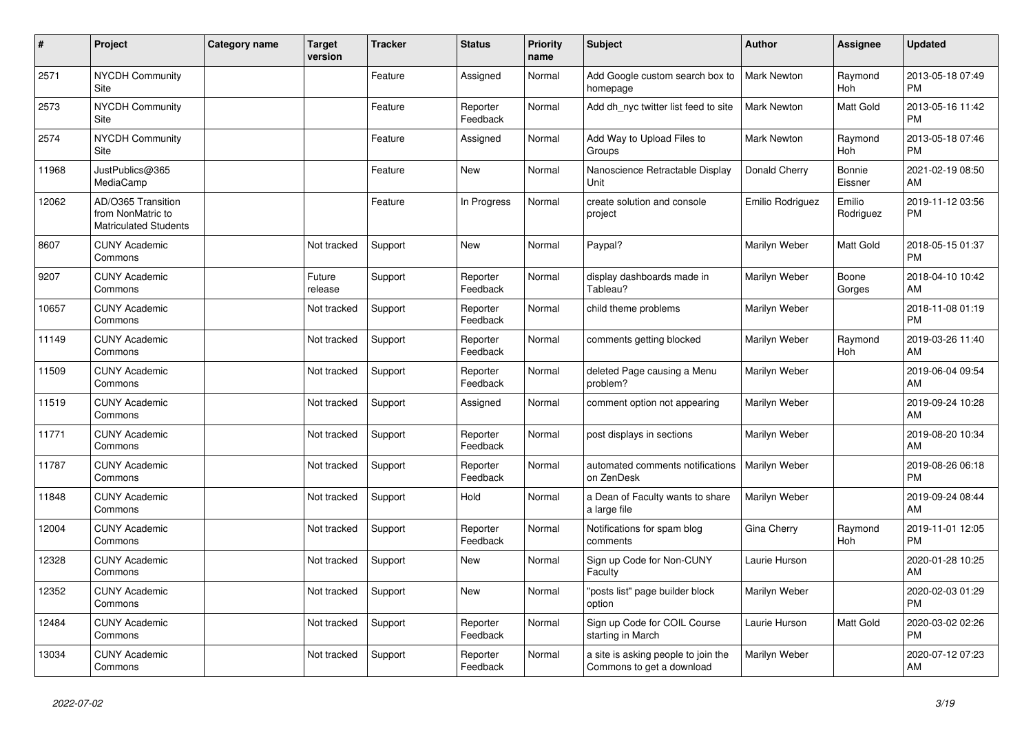| # | Project | Category name | Target version | Tracker | Status | Priority name | Subject | Author | Assignee | Updated |
|---|---|---|---|---|---|---|---|---|---|---|
| 2571 | NYCDH Community Site | | | Feature | Assigned | Normal | Add Google custom search box to homepage | Mark Newton | Raymond Hoh | 2013-05-18 07:49 PM |
| 2573 | NYCDH Community Site | | | Feature | Reporter Feedback | Normal | Add dh_nyc twitter list feed to site | Mark Newton | Matt Gold | 2013-05-16 11:42 PM |
| 2574 | NYCDH Community Site | | | Feature | Assigned | Normal | Add Way to Upload Files to Groups | Mark Newton | Raymond Hoh | 2013-05-18 07:46 PM |
| 11968 | JustPublics@365 MediaCamp | | | Feature | New | Normal | Nanoscience Retractable Display Unit | Donald Cherry | Bonnie Eissner | 2021-02-19 08:50 AM |
| 12062 | AD/O365 Transition from NonMatric to Matriculated Students | | | Feature | In Progress | Normal | create solution and console project | Emilio Rodriguez | Emilio Rodriguez | 2019-11-12 03:56 PM |
| 8607 | CUNY Academic Commons | | Not tracked | Support | New | Normal | Paypal? | Marilyn Weber | Matt Gold | 2018-05-15 01:37 PM |
| 9207 | CUNY Academic Commons | | Future release | Support | Reporter Feedback | Normal | display dashboards made in Tableau? | Marilyn Weber | Boone Gorges | 2018-04-10 10:42 AM |
| 10657 | CUNY Academic Commons | | Not tracked | Support | Reporter Feedback | Normal | child theme problems | Marilyn Weber | | 2018-11-08 01:19 PM |
| 11149 | CUNY Academic Commons | | Not tracked | Support | Reporter Feedback | Normal | comments getting blocked | Marilyn Weber | Raymond Hoh | 2019-03-26 11:40 AM |
| 11509 | CUNY Academic Commons | | Not tracked | Support | Reporter Feedback | Normal | deleted Page causing a Menu problem? | Marilyn Weber | | 2019-06-04 09:54 AM |
| 11519 | CUNY Academic Commons | | Not tracked | Support | Assigned | Normal | comment option not appearing | Marilyn Weber | | 2019-09-24 10:28 AM |
| 11771 | CUNY Academic Commons | | Not tracked | Support | Reporter Feedback | Normal | post displays in sections | Marilyn Weber | | 2019-08-20 10:34 AM |
| 11787 | CUNY Academic Commons | | Not tracked | Support | Reporter Feedback | Normal | automated comments notifications on ZenDesk | Marilyn Weber | | 2019-08-26 06:18 PM |
| 11848 | CUNY Academic Commons | | Not tracked | Support | Hold | Normal | a Dean of Faculty wants to share a large file | Marilyn Weber | | 2019-09-24 08:44 AM |
| 12004 | CUNY Academic Commons | | Not tracked | Support | Reporter Feedback | Normal | Notifications for spam blog comments | Gina Cherry | Raymond Hoh | 2019-11-01 12:05 PM |
| 12328 | CUNY Academic Commons | | Not tracked | Support | New | Normal | Sign up Code for Non-CUNY Faculty | Laurie Hurson | | 2020-01-28 10:25 AM |
| 12352 | CUNY Academic Commons | | Not tracked | Support | New | Normal | "posts list" page builder block option | Marilyn Weber | | 2020-02-03 01:29 PM |
| 12484 | CUNY Academic Commons | | Not tracked | Support | Reporter Feedback | Normal | Sign up Code for COIL Course starting in March | Laurie Hurson | Matt Gold | 2020-03-02 02:26 PM |
| 13034 | CUNY Academic Commons | | Not tracked | Support | Reporter Feedback | Normal | a site is asking people to join the Commons to get a download | Marilyn Weber | | 2020-07-12 07:23 AM |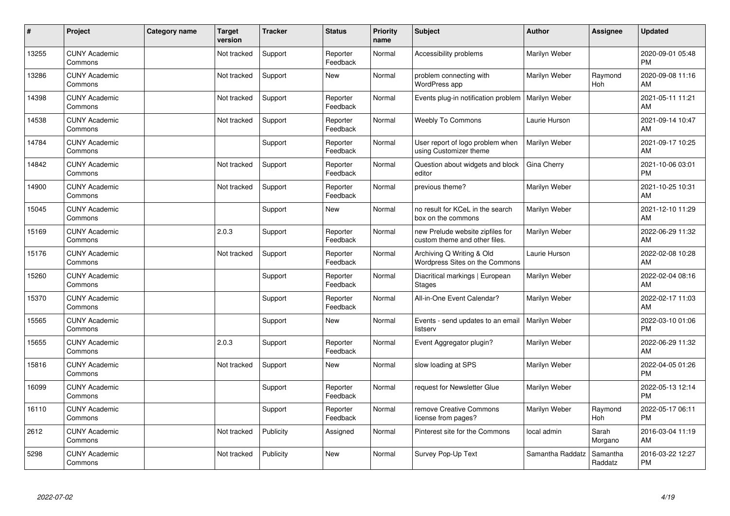| # | Project | Category name | Target version | Tracker | Status | Priority name | Subject | Author | Assignee | Updated |
|---|---|---|---|---|---|---|---|---|---|---|
| 13255 | CUNY Academic Commons | | Not tracked | Support | Reporter Feedback | Normal | Accessibility problems | Marilyn Weber | | 2020-09-01 05:48 PM |
| 13286 | CUNY Academic Commons | | Not tracked | Support | New | Normal | problem connecting with WordPress app | Marilyn Weber | Raymond Hoh | 2020-09-08 11:16 AM |
| 14398 | CUNY Academic Commons | | Not tracked | Support | Reporter Feedback | Normal | Events plug-in notification problem | Marilyn Weber | | 2021-05-11 11:21 AM |
| 14538 | CUNY Academic Commons | | Not tracked | Support | Reporter Feedback | Normal | Weebly To Commons | Laurie Hurson | | 2021-09-14 10:47 AM |
| 14784 | CUNY Academic Commons | | | Support | Reporter Feedback | Normal | User report of logo problem when using Customizer theme | Marilyn Weber | | 2021-09-17 10:25 AM |
| 14842 | CUNY Academic Commons | | Not tracked | Support | Reporter Feedback | Normal | Question about widgets and block editor | Gina Cherry | | 2021-10-06 03:01 PM |
| 14900 | CUNY Academic Commons | | Not tracked | Support | Reporter Feedback | Normal | previous theme? | Marilyn Weber | | 2021-10-25 10:31 AM |
| 15045 | CUNY Academic Commons | | | Support | New | Normal | no result for KCeL in the search box on the commons | Marilyn Weber | | 2021-12-10 11:29 AM |
| 15169 | CUNY Academic Commons | | 2.0.3 | Support | Reporter Feedback | Normal | new Prelude website zipfiles for custom theme and other files. | Marilyn Weber | | 2022-06-29 11:32 AM |
| 15176 | CUNY Academic Commons | | Not tracked | Support | Reporter Feedback | Normal | Archiving Q Writing & Old Wordpress Sites on the Commons | Laurie Hurson | | 2022-02-08 10:28 AM |
| 15260 | CUNY Academic Commons | | | Support | Reporter Feedback | Normal | Diacritical markings \| European Stages | Marilyn Weber | | 2022-02-04 08:16 AM |
| 15370 | CUNY Academic Commons | | | Support | Reporter Feedback | Normal | All-in-One Event Calendar? | Marilyn Weber | | 2022-02-17 11:03 AM |
| 15565 | CUNY Academic Commons | | | Support | New | Normal | Events - send updates to an email listserv | Marilyn Weber | | 2022-03-10 01:06 PM |
| 15655 | CUNY Academic Commons | | 2.0.3 | Support | Reporter Feedback | Normal | Event Aggregator plugin? | Marilyn Weber | | 2022-06-29 11:32 AM |
| 15816 | CUNY Academic Commons | | Not tracked | Support | New | Normal | slow loading at SPS | Marilyn Weber | | 2022-04-05 01:26 PM |
| 16099 | CUNY Academic Commons | | | Support | Reporter Feedback | Normal | request for Newsletter Glue | Marilyn Weber | | 2022-05-13 12:14 PM |
| 16110 | CUNY Academic Commons | | | Support | Reporter Feedback | Normal | remove Creative Commons license from pages? | Marilyn Weber | Raymond Hoh | 2022-05-17 06:11 PM |
| 2612 | CUNY Academic Commons | | Not tracked | Publicity | Assigned | Normal | Pinterest site for the Commons | local admin | Sarah Morgano | 2016-03-04 11:19 AM |
| 5298 | CUNY Academic Commons | | Not tracked | Publicity | New | Normal | Survey Pop-Up Text | Samantha Raddatz | Samantha Raddatz | 2016-03-22 12:27 PM |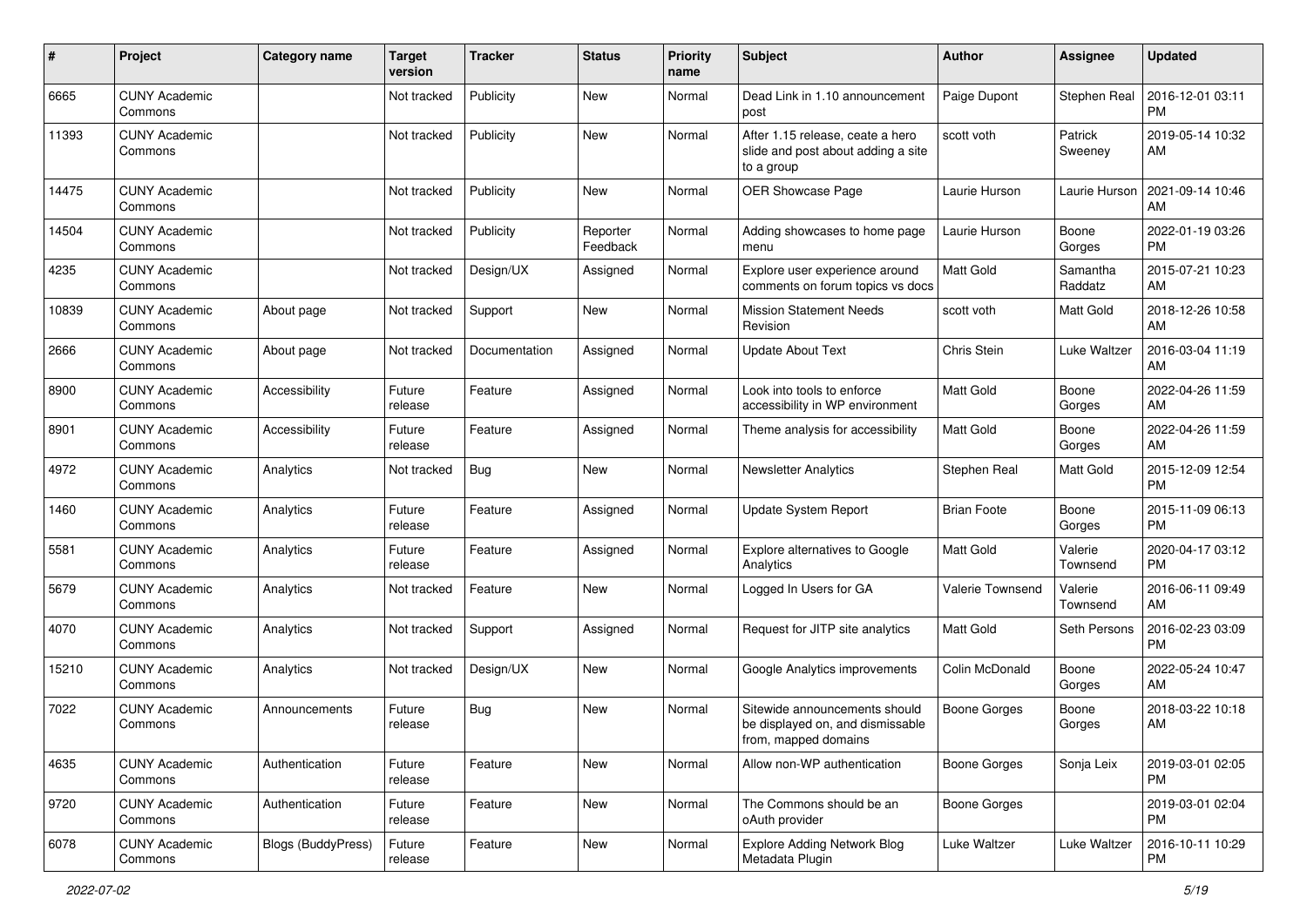| # | Project | Category name | Target version | Tracker | Status | Priority name | Subject | Author | Assignee | Updated |
|---|---|---|---|---|---|---|---|---|---|---|
| 6665 | CUNY Academic Commons | | Not tracked | Publicity | New | Normal | Dead Link in 1.10 announcement post | Paige Dupont | Stephen Real | 2016-12-01 03:11 PM |
| 11393 | CUNY Academic Commons | | Not tracked | Publicity | New | Normal | After 1.15 release, ceate a hero slide and post about adding a site to a group | scott voth | Patrick Sweeney | 2019-05-14 10:32 AM |
| 14475 | CUNY Academic Commons | | Not tracked | Publicity | New | Normal | OER Showcase Page | Laurie Hurson | Laurie Hurson | 2021-09-14 10:46 AM |
| 14504 | CUNY Academic Commons | | Not tracked | Publicity | Reporter Feedback | Normal | Adding showcases to home page menu | Laurie Hurson | Boone Gorges | 2022-01-19 03:26 PM |
| 4235 | CUNY Academic Commons | | Not tracked | Design/UX | Assigned | Normal | Explore user experience around comments on forum topics vs docs | Matt Gold | Samantha Raddatz | 2015-07-21 10:23 AM |
| 10839 | CUNY Academic Commons | About page | Not tracked | Support | New | Normal | Mission Statement Needs Revision | scott voth | Matt Gold | 2018-12-26 10:58 AM |
| 2666 | CUNY Academic Commons | About page | Not tracked | Documentation | Assigned | Normal | Update About Text | Chris Stein | Luke Waltzer | 2016-03-04 11:19 AM |
| 8900 | CUNY Academic Commons | Accessibility | Future release | Feature | Assigned | Normal | Look into tools to enforce accessibility in WP environment | Matt Gold | Boone Gorges | 2022-04-26 11:59 AM |
| 8901 | CUNY Academic Commons | Accessibility | Future release | Feature | Assigned | Normal | Theme analysis for accessibility | Matt Gold | Boone Gorges | 2022-04-26 11:59 AM |
| 4972 | CUNY Academic Commons | Analytics | Not tracked | Bug | New | Normal | Newsletter Analytics | Stephen Real | Matt Gold | 2015-12-09 12:54 PM |
| 1460 | CUNY Academic Commons | Analytics | Future release | Feature | Assigned | Normal | Update System Report | Brian Foote | Boone Gorges | 2015-11-09 06:13 PM |
| 5581 | CUNY Academic Commons | Analytics | Future release | Feature | Assigned | Normal | Explore alternatives to Google Analytics | Matt Gold | Valerie Townsend | 2020-04-17 03:12 PM |
| 5679 | CUNY Academic Commons | Analytics | Not tracked | Feature | New | Normal | Logged In Users for GA | Valerie Townsend | Valerie Townsend | 2016-06-11 09:49 AM |
| 4070 | CUNY Academic Commons | Analytics | Not tracked | Support | Assigned | Normal | Request for JITP site analytics | Matt Gold | Seth Persons | 2016-02-23 03:09 PM |
| 15210 | CUNY Academic Commons | Analytics | Not tracked | Design/UX | New | Normal | Google Analytics improvements | Colin McDonald | Boone Gorges | 2022-05-24 10:47 AM |
| 7022 | CUNY Academic Commons | Announcements | Future release | Bug | New | Normal | Sitewide announcements should be displayed on, and dismissable from, mapped domains | Boone Gorges | Boone Gorges | 2018-03-22 10:18 AM |
| 4635 | CUNY Academic Commons | Authentication | Future release | Feature | New | Normal | Allow non-WP authentication | Boone Gorges | Sonja Leix | 2019-03-01 02:05 PM |
| 9720 | CUNY Academic Commons | Authentication | Future release | Feature | New | Normal | The Commons should be an oAuth provider | Boone Gorges | | 2019-03-01 02:04 PM |
| 6078 | CUNY Academic Commons | Blogs (BuddyPress) | Future release | Feature | New | Normal | Explore Adding Network Blog Metadata Plugin | Luke Waltzer | Luke Waltzer | 2016-10-11 10:29 PM |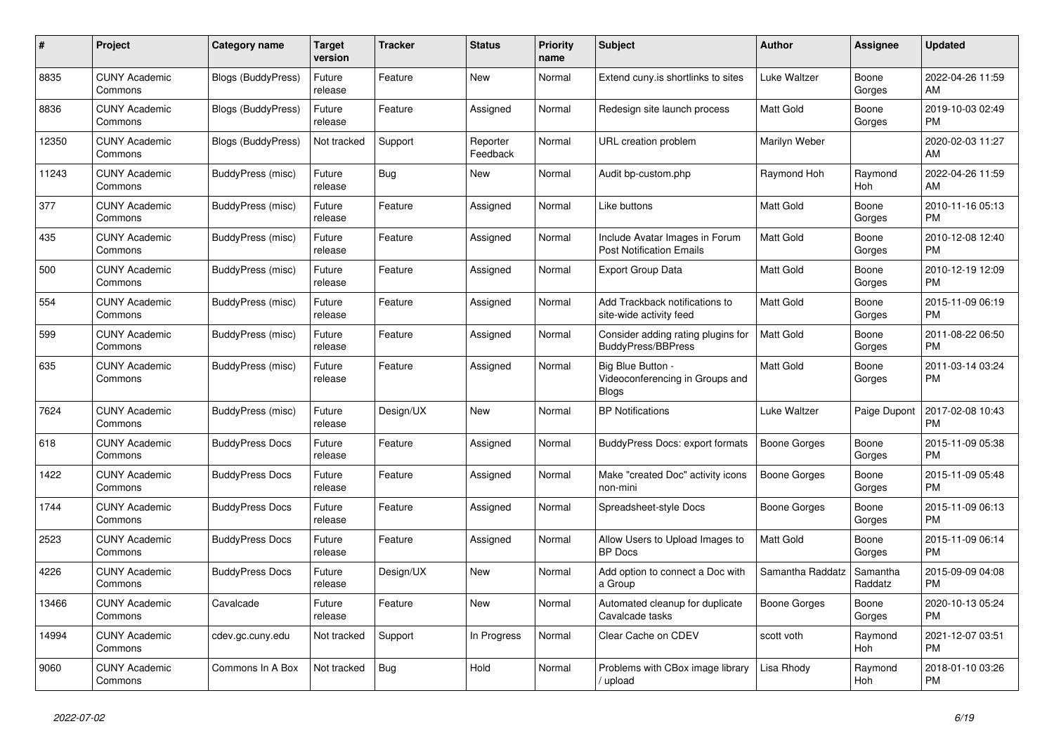| # | Project | Category name | Target version | Tracker | Status | Priority name | Subject | Author | Assignee | Updated |
|---|---|---|---|---|---|---|---|---|---|---|
| 8835 | CUNY Academic Commons | Blogs (BuddyPress) | Future release | Feature | New | Normal | Extend cuny.is shortlinks to sites | Luke Waltzer | Boone Gorges | 2022-04-26 11:59 AM |
| 8836 | CUNY Academic Commons | Blogs (BuddyPress) | Future release | Feature | Assigned | Normal | Redesign site launch process | Matt Gold | Boone Gorges | 2019-10-03 02:49 PM |
| 12350 | CUNY Academic Commons | Blogs (BuddyPress) | Not tracked | Support | Reporter Feedback | Normal | URL creation problem | Marilyn Weber | | 2020-02-03 11:27 AM |
| 11243 | CUNY Academic Commons | BuddyPress (misc) | Future release | Bug | New | Normal | Audit bp-custom.php | Raymond Hoh | Raymond Hoh | 2022-04-26 11:59 AM |
| 377 | CUNY Academic Commons | BuddyPress (misc) | Future release | Feature | Assigned | Normal | Like buttons | Matt Gold | Boone Gorges | 2010-11-16 05:13 PM |
| 435 | CUNY Academic Commons | BuddyPress (misc) | Future release | Feature | Assigned | Normal | Include Avatar Images in Forum Post Notification Emails | Matt Gold | Boone Gorges | 2010-12-08 12:40 PM |
| 500 | CUNY Academic Commons | BuddyPress (misc) | Future release | Feature | Assigned | Normal | Export Group Data | Matt Gold | Boone Gorges | 2010-12-19 12:09 PM |
| 554 | CUNY Academic Commons | BuddyPress (misc) | Future release | Feature | Assigned | Normal | Add Trackback notifications to site-wide activity feed | Matt Gold | Boone Gorges | 2015-11-09 06:19 PM |
| 599 | CUNY Academic Commons | BuddyPress (misc) | Future release | Feature | Assigned | Normal | Consider adding rating plugins for BuddyPress/BBPress | Matt Gold | Boone Gorges | 2011-08-22 06:50 PM |
| 635 | CUNY Academic Commons | BuddyPress (misc) | Future release | Feature | Assigned | Normal | Big Blue Button - Videoconferencing in Groups and Blogs | Matt Gold | Boone Gorges | 2011-03-14 03:24 PM |
| 7624 | CUNY Academic Commons | BuddyPress (misc) | Future release | Design/UX | New | Normal | BP Notifications | Luke Waltzer | Paige Dupont | 2017-02-08 10:43 PM |
| 618 | CUNY Academic Commons | BuddyPress Docs | Future release | Feature | Assigned | Normal | BuddyPress Docs: export formats | Boone Gorges | Boone Gorges | 2015-11-09 05:38 PM |
| 1422 | CUNY Academic Commons | BuddyPress Docs | Future release | Feature | Assigned | Normal | Make "created Doc" activity icons non-mini | Boone Gorges | Boone Gorges | 2015-11-09 05:48 PM |
| 1744 | CUNY Academic Commons | BuddyPress Docs | Future release | Feature | Assigned | Normal | Spreadsheet-style Docs | Boone Gorges | Boone Gorges | 2015-11-09 06:13 PM |
| 2523 | CUNY Academic Commons | BuddyPress Docs | Future release | Feature | Assigned | Normal | Allow Users to Upload Images to BP Docs | Matt Gold | Boone Gorges | 2015-11-09 06:14 PM |
| 4226 | CUNY Academic Commons | BuddyPress Docs | Future release | Design/UX | New | Normal | Add option to connect a Doc with a Group | Samantha Raddatz | Samantha Raddatz | 2015-09-09 04:08 PM |
| 13466 | CUNY Academic Commons | Cavalcade | Future release | Feature | New | Normal | Automated cleanup for duplicate Cavalcade tasks | Boone Gorges | Boone Gorges | 2020-10-13 05:24 PM |
| 14994 | CUNY Academic Commons | cdev.gc.cuny.edu | Not tracked | Support | In Progress | Normal | Clear Cache on CDEV | scott voth | Raymond Hoh | 2021-12-07 03:51 PM |
| 9060 | CUNY Academic Commons | Commons In A Box | Not tracked | Bug | Hold | Normal | Problems with CBox image library / upload | Lisa Rhody | Raymond Hoh | 2018-01-10 03:26 PM |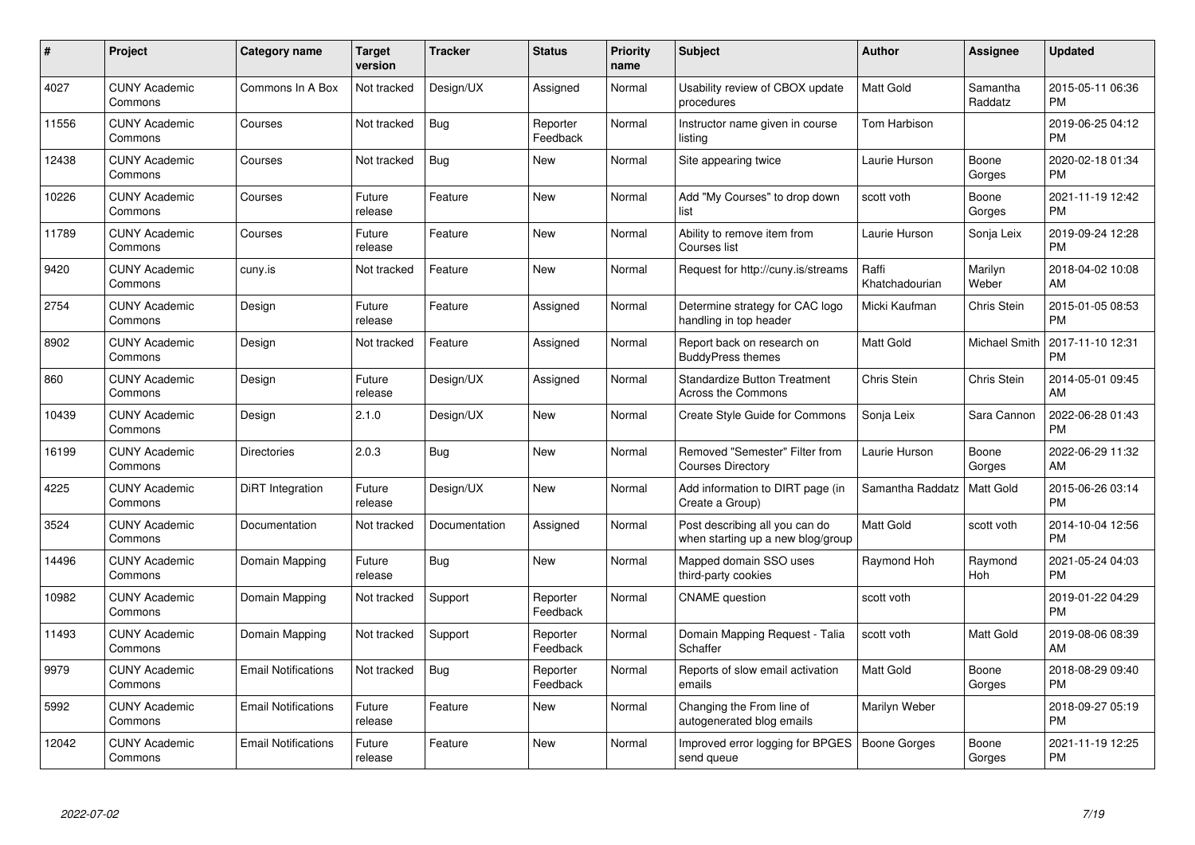| # | Project | Category name | Target version | Tracker | Status | Priority name | Subject | Author | Assignee | Updated |
|---|---|---|---|---|---|---|---|---|---|---|
| 4027 | CUNY Academic Commons | Commons In A Box | Not tracked | Design/UX | Assigned | Normal | Usability review of CBOX update procedures | Matt Gold | Samantha Raddatz | 2015-05-11 06:36 PM |
| 11556 | CUNY Academic Commons | Courses | Not tracked | Bug | Reporter Feedback | Normal | Instructor name given in course listing | Tom Harbison | | 2019-06-25 04:12 PM |
| 12438 | CUNY Academic Commons | Courses | Not tracked | Bug | New | Normal | Site appearing twice | Laurie Hurson | Boone Gorges | 2020-02-18 01:34 PM |
| 10226 | CUNY Academic Commons | Courses | Future release | Feature | New | Normal | Add "My Courses" to drop down list | scott voth | Boone Gorges | 2021-11-19 12:42 PM |
| 11789 | CUNY Academic Commons | Courses | Future release | Feature | New | Normal | Ability to remove item from Courses list | Laurie Hurson | Sonja Leix | 2019-09-24 12:28 PM |
| 9420 | CUNY Academic Commons | cuny.is | Not tracked | Feature | New | Normal | Request for http://cuny.is/streams | Raffi Khatchadourian | Marilyn Weber | 2018-04-02 10:08 AM |
| 2754 | CUNY Academic Commons | Design | Future release | Feature | Assigned | Normal | Determine strategy for CAC logo handling in top header | Micki Kaufman | Chris Stein | 2015-01-05 08:53 PM |
| 8902 | CUNY Academic Commons | Design | Not tracked | Feature | Assigned | Normal | Report back on research on BuddyPress themes | Matt Gold | Michael Smith | 2017-11-10 12:31 PM |
| 860 | CUNY Academic Commons | Design | Future release | Design/UX | Assigned | Normal | Standardize Button Treatment Across the Commons | Chris Stein | Chris Stein | 2014-05-01 09:45 AM |
| 10439 | CUNY Academic Commons | Design | 2.1.0 | Design/UX | New | Normal | Create Style Guide for Commons | Sonja Leix | Sara Cannon | 2022-06-28 01:43 PM |
| 16199 | CUNY Academic Commons | Directories | 2.0.3 | Bug | New | Normal | Removed "Semester" Filter from Courses Directory | Laurie Hurson | Boone Gorges | 2022-06-29 11:32 AM |
| 4225 | CUNY Academic Commons | DiRT Integration | Future release | Design/UX | New | Normal | Add information to DIRT page (in Create a Group) | Samantha Raddatz | Matt Gold | 2015-06-26 03:14 PM |
| 3524 | CUNY Academic Commons | Documentation | Not tracked | Documentation | Assigned | Normal | Post describing all you can do when starting up a new blog/group | Matt Gold | scott voth | 2014-10-04 12:56 PM |
| 14496 | CUNY Academic Commons | Domain Mapping | Future release | Bug | New | Normal | Mapped domain SSO uses third-party cookies | Raymond Hoh | Raymond Hoh | 2021-05-24 04:03 PM |
| 10982 | CUNY Academic Commons | Domain Mapping | Not tracked | Support | Reporter Feedback | Normal | CNAME question | scott voth | | 2019-01-22 04:29 PM |
| 11493 | CUNY Academic Commons | Domain Mapping | Not tracked | Support | Reporter Feedback | Normal | Domain Mapping Request - Talia Schaffer | scott voth | Matt Gold | 2019-08-06 08:39 AM |
| 9979 | CUNY Academic Commons | Email Notifications | Not tracked | Bug | Reporter Feedback | Normal | Reports of slow email activation emails | Matt Gold | Boone Gorges | 2018-08-29 09:40 PM |
| 5992 | CUNY Academic Commons | Email Notifications | Future release | Feature | New | Normal | Changing the From line of autogenerated blog emails | Marilyn Weber | | 2018-09-27 05:19 PM |
| 12042 | CUNY Academic Commons | Email Notifications | Future release | Feature | New | Normal | Improved error logging for BPGES send queue | Boone Gorges | Boone Gorges | 2021-11-19 12:25 PM |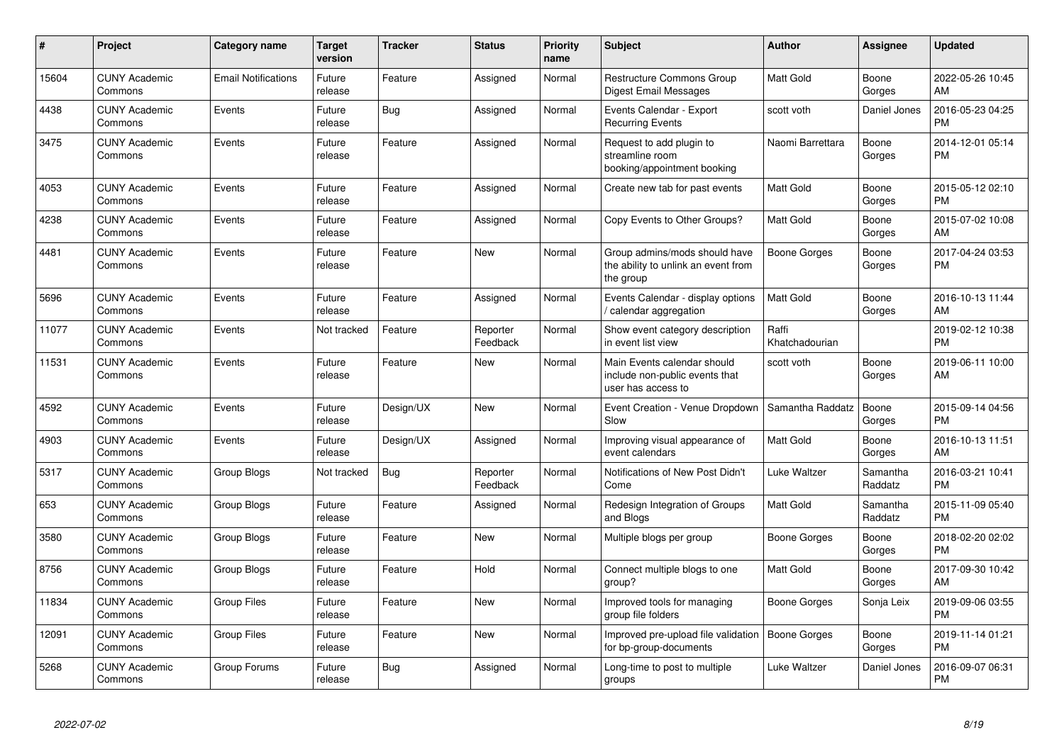| # | Project | Category name | Target version | Tracker | Status | Priority name | Subject | Author | Assignee | Updated |
|---|---|---|---|---|---|---|---|---|---|---|
| 15604 | CUNY Academic Commons | Email Notifications | Future release | Feature | Assigned | Normal | Restructure Commons Group Digest Email Messages | Matt Gold | Boone Gorges | 2022-05-26 10:45 AM |
| 4438 | CUNY Academic Commons | Events | Future release | Bug | Assigned | Normal | Events Calendar - Export Recurring Events | scott voth | Daniel Jones | 2016-05-23 04:25 PM |
| 3475 | CUNY Academic Commons | Events | Future release | Feature | Assigned | Normal | Request to add plugin to streamline room booking/appointment booking | Naomi Barrettara | Boone Gorges | 2014-12-01 05:14 PM |
| 4053 | CUNY Academic Commons | Events | Future release | Feature | Assigned | Normal | Create new tab for past events | Matt Gold | Boone Gorges | 2015-05-12 02:10 PM |
| 4238 | CUNY Academic Commons | Events | Future release | Feature | Assigned | Normal | Copy Events to Other Groups? | Matt Gold | Boone Gorges | 2015-07-02 10:08 AM |
| 4481 | CUNY Academic Commons | Events | Future release | Feature | New | Normal | Group admins/mods should have the ability to unlink an event from the group | Boone Gorges | Boone Gorges | 2017-04-24 03:53 PM |
| 5696 | CUNY Academic Commons | Events | Future release | Feature | Assigned | Normal | Events Calendar - display options / calendar aggregation | Matt Gold | Boone Gorges | 2016-10-13 11:44 AM |
| 11077 | CUNY Academic Commons | Events | Not tracked | Feature | Reporter Feedback | Normal | Show event category description in event list view | Raffi Khatchadourian | | 2019-02-12 10:38 PM |
| 11531 | CUNY Academic Commons | Events | Future release | Feature | New | Normal | Main Events calendar should include non-public events that user has access to | scott voth | Boone Gorges | 2019-06-11 10:00 AM |
| 4592 | CUNY Academic Commons | Events | Future release | Design/UX | New | Normal | Event Creation - Venue Dropdown Slow | Samantha Raddatz | Boone Gorges | 2015-09-14 04:56 PM |
| 4903 | CUNY Academic Commons | Events | Future release | Design/UX | Assigned | Normal | Improving visual appearance of event calendars | Matt Gold | Boone Gorges | 2016-10-13 11:51 AM |
| 5317 | CUNY Academic Commons | Group Blogs | Not tracked | Bug | Reporter Feedback | Normal | Notifications of New Post Didn't Come | Luke Waltzer | Samantha Raddatz | 2016-03-21 10:41 PM |
| 653 | CUNY Academic Commons | Group Blogs | Future release | Feature | Assigned | Normal | Redesign Integration of Groups and Blogs | Matt Gold | Samantha Raddatz | 2015-11-09 05:40 PM |
| 3580 | CUNY Academic Commons | Group Blogs | Future release | Feature | New | Normal | Multiple blogs per group | Boone Gorges | Boone Gorges | 2018-02-20 02:02 PM |
| 8756 | CUNY Academic Commons | Group Blogs | Future release | Feature | Hold | Normal | Connect multiple blogs to one group? | Matt Gold | Boone Gorges | 2017-09-30 10:42 AM |
| 11834 | CUNY Academic Commons | Group Files | Future release | Feature | New | Normal | Improved tools for managing group file folders | Boone Gorges | Sonja Leix | 2019-09-06 03:55 PM |
| 12091 | CUNY Academic Commons | Group Files | Future release | Feature | New | Normal | Improved pre-upload file validation for bp-group-documents | Boone Gorges | Boone Gorges | 2019-11-14 01:21 PM |
| 5268 | CUNY Academic Commons | Group Forums | Future release | Bug | Assigned | Normal | Long-time to post to multiple groups | Luke Waltzer | Daniel Jones | 2016-09-07 06:31 PM |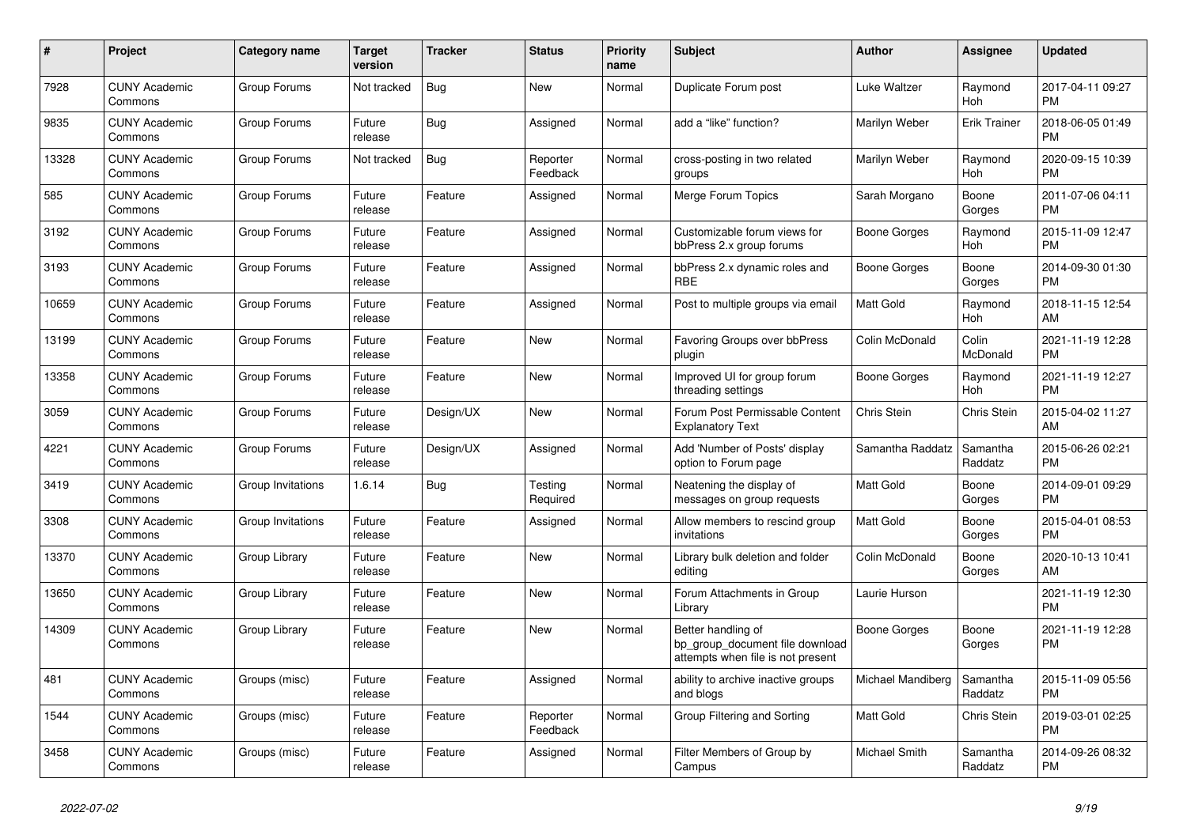| # | Project | Category name | Target version | Tracker | Status | Priority name | Subject | Author | Assignee | Updated |
|---|---|---|---|---|---|---|---|---|---|---|
| 7928 | CUNY Academic Commons | Group Forums | Not tracked | Bug | New | Normal | Duplicate Forum post | Luke Waltzer | Raymond Hoh | 2017-04-11 09:27 PM |
| 9835 | CUNY Academic Commons | Group Forums | Future release | Bug | Assigned | Normal | add a "like" function? | Marilyn Weber | Erik Trainer | 2018-06-05 01:49 PM |
| 13328 | CUNY Academic Commons | Group Forums | Not tracked | Bug | Reporter Feedback | Normal | cross-posting in two related groups | Marilyn Weber | Raymond Hoh | 2020-09-15 10:39 PM |
| 585 | CUNY Academic Commons | Group Forums | Future release | Feature | Assigned | Normal | Merge Forum Topics | Sarah Morgano | Boone Gorges | 2011-07-06 04:11 PM |
| 3192 | CUNY Academic Commons | Group Forums | Future release | Feature | Assigned | Normal | Customizable forum views for bbPress 2.x group forums | Boone Gorges | Raymond Hoh | 2015-11-09 12:47 PM |
| 3193 | CUNY Academic Commons | Group Forums | Future release | Feature | Assigned | Normal | bbPress 2.x dynamic roles and RBE | Boone Gorges | Boone Gorges | 2014-09-30 01:30 PM |
| 10659 | CUNY Academic Commons | Group Forums | Future release | Feature | Assigned | Normal | Post to multiple groups via email | Matt Gold | Raymond Hoh | 2018-11-15 12:54 AM |
| 13199 | CUNY Academic Commons | Group Forums | Future release | Feature | New | Normal | Favoring Groups over bbPress plugin | Colin McDonald | Colin McDonald | 2021-11-19 12:28 PM |
| 13358 | CUNY Academic Commons | Group Forums | Future release | Feature | New | Normal | Improved UI for group forum threading settings | Boone Gorges | Raymond Hoh | 2021-11-19 12:27 PM |
| 3059 | CUNY Academic Commons | Group Forums | Future release | Design/UX | New | Normal | Forum Post Permissable Content Explanatory Text | Chris Stein | Chris Stein | 2015-04-02 11:27 AM |
| 4221 | CUNY Academic Commons | Group Forums | Future release | Design/UX | Assigned | Normal | Add 'Number of Posts' display option to Forum page | Samantha Raddatz | Samantha Raddatz | 2015-06-26 02:21 PM |
| 3419 | CUNY Academic Commons | Group Invitations | 1.6.14 | Bug | Testing Required | Normal | Neatening the display of messages on group requests | Matt Gold | Boone Gorges | 2014-09-01 09:29 PM |
| 3308 | CUNY Academic Commons | Group Invitations | Future release | Feature | Assigned | Normal | Allow members to rescind group invitations | Matt Gold | Boone Gorges | 2015-04-01 08:53 PM |
| 13370 | CUNY Academic Commons | Group Library | Future release | Feature | New | Normal | Library bulk deletion and folder editing | Colin McDonald | Boone Gorges | 2020-10-13 10:41 AM |
| 13650 | CUNY Academic Commons | Group Library | Future release | Feature | New | Normal | Forum Attachments in Group Library | Laurie Hurson | | 2021-11-19 12:30 PM |
| 14309 | CUNY Academic Commons | Group Library | Future release | Feature | New | Normal | Better handling of bp_group_document file download attempts when file is not present | Boone Gorges | Boone Gorges | 2021-11-19 12:28 PM |
| 481 | CUNY Academic Commons | Groups (misc) | Future release | Feature | Assigned | Normal | ability to archive inactive groups and blogs | Michael Mandiberg | Samantha Raddatz | 2015-11-09 05:56 PM |
| 1544 | CUNY Academic Commons | Groups (misc) | Future release | Feature | Reporter Feedback | Normal | Group Filtering and Sorting | Matt Gold | Chris Stein | 2019-03-01 02:25 PM |
| 3458 | CUNY Academic Commons | Groups (misc) | Future release | Feature | Assigned | Normal | Filter Members of Group by Campus | Michael Smith | Samantha Raddatz | 2014-09-26 08:32 PM |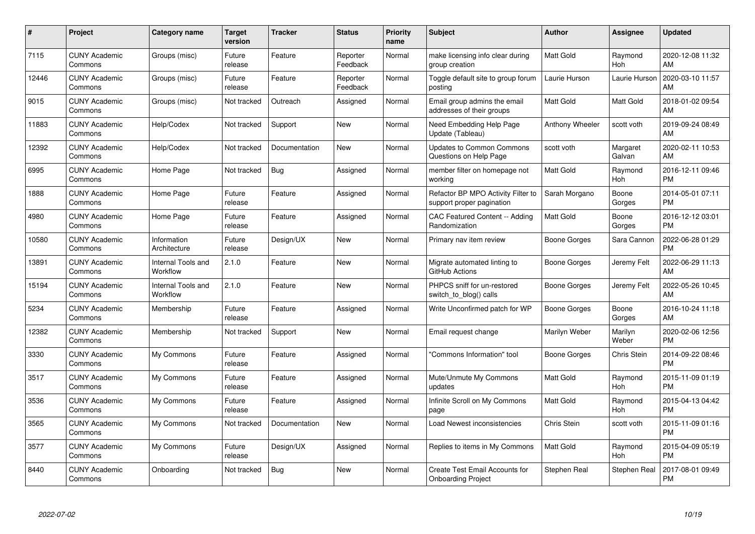| # | Project | Category name | Target version | Tracker | Status | Priority name | Subject | Author | Assignee | Updated |
|---|---|---|---|---|---|---|---|---|---|---|
| 7115 | CUNY Academic Commons | Groups (misc) | Future release | Feature | Reporter Feedback | Normal | make licensing info clear during group creation | Matt Gold | Raymond Hoh | 2020-12-08 11:32 AM |
| 12446 | CUNY Academic Commons | Groups (misc) | Future release | Feature | Reporter Feedback | Normal | Toggle default site to group forum posting | Laurie Hurson | Laurie Hurson | 2020-03-10 11:57 AM |
| 9015 | CUNY Academic Commons | Groups (misc) | Not tracked | Outreach | Assigned | Normal | Email group admins the email addresses of their groups | Matt Gold | Matt Gold | 2018-01-02 09:54 AM |
| 11883 | CUNY Academic Commons | Help/Codex | Not tracked | Support | New | Normal | Need Embedding Help Page Update (Tableau) | Anthony Wheeler | scott voth | 2019-09-24 08:49 AM |
| 12392 | CUNY Academic Commons | Help/Codex | Not tracked | Documentation | New | Normal | Updates to Common Commons Questions on Help Page | scott voth | Margaret Galvan | 2020-02-11 10:53 AM |
| 6995 | CUNY Academic Commons | Home Page | Not tracked | Bug | Assigned | Normal | member filter on homepage not working | Matt Gold | Raymond Hoh | 2016-12-11 09:46 PM |
| 1888 | CUNY Academic Commons | Home Page | Future release | Feature | Assigned | Normal | Refactor BP MPO Activity Filter to support proper pagination | Sarah Morgano | Boone Gorges | 2014-05-01 07:11 PM |
| 4980 | CUNY Academic Commons | Home Page | Future release | Feature | Assigned | Normal | CAC Featured Content -- Adding Randomization | Matt Gold | Boone Gorges | 2016-12-12 03:01 PM |
| 10580 | CUNY Academic Commons | Information Architecture | Future release | Design/UX | New | Normal | Primary nav item review | Boone Gorges | Sara Cannon | 2022-06-28 01:29 PM |
| 13891 | CUNY Academic Commons | Internal Tools and Workflow | 2.1.0 | Feature | New | Normal | Migrate automated linting to GitHub Actions | Boone Gorges | Jeremy Felt | 2022-06-29 11:13 AM |
| 15194 | CUNY Academic Commons | Internal Tools and Workflow | 2.1.0 | Feature | New | Normal | PHPCS sniff for un-restored switch_to_blog() calls | Boone Gorges | Jeremy Felt | 2022-05-26 10:45 AM |
| 5234 | CUNY Academic Commons | Membership | Future release | Feature | Assigned | Normal | Write Unconfirmed patch for WP | Boone Gorges | Boone Gorges | 2016-10-24 11:18 AM |
| 12382 | CUNY Academic Commons | Membership | Not tracked | Support | New | Normal | Email request change | Marilyn Weber | Marilyn Weber | 2020-02-06 12:56 PM |
| 3330 | CUNY Academic Commons | My Commons | Future release | Feature | Assigned | Normal | "Commons Information" tool | Boone Gorges | Chris Stein | 2014-09-22 08:46 PM |
| 3517 | CUNY Academic Commons | My Commons | Future release | Feature | Assigned | Normal | Mute/Unmute My Commons updates | Matt Gold | Raymond Hoh | 2015-11-09 01:19 PM |
| 3536 | CUNY Academic Commons | My Commons | Future release | Feature | Assigned | Normal | Infinite Scroll on My Commons page | Matt Gold | Raymond Hoh | 2015-04-13 04:42 PM |
| 3565 | CUNY Academic Commons | My Commons | Not tracked | Documentation | New | Normal | Load Newest inconsistencies | Chris Stein | scott voth | 2015-11-09 01:16 PM |
| 3577 | CUNY Academic Commons | My Commons | Future release | Design/UX | Assigned | Normal | Replies to items in My Commons | Matt Gold | Raymond Hoh | 2015-04-09 05:19 PM |
| 8440 | CUNY Academic Commons | Onboarding | Not tracked | Bug | New | Normal | Create Test Email Accounts for Onboarding Project | Stephen Real | Stephen Real | 2017-08-01 09:49 PM |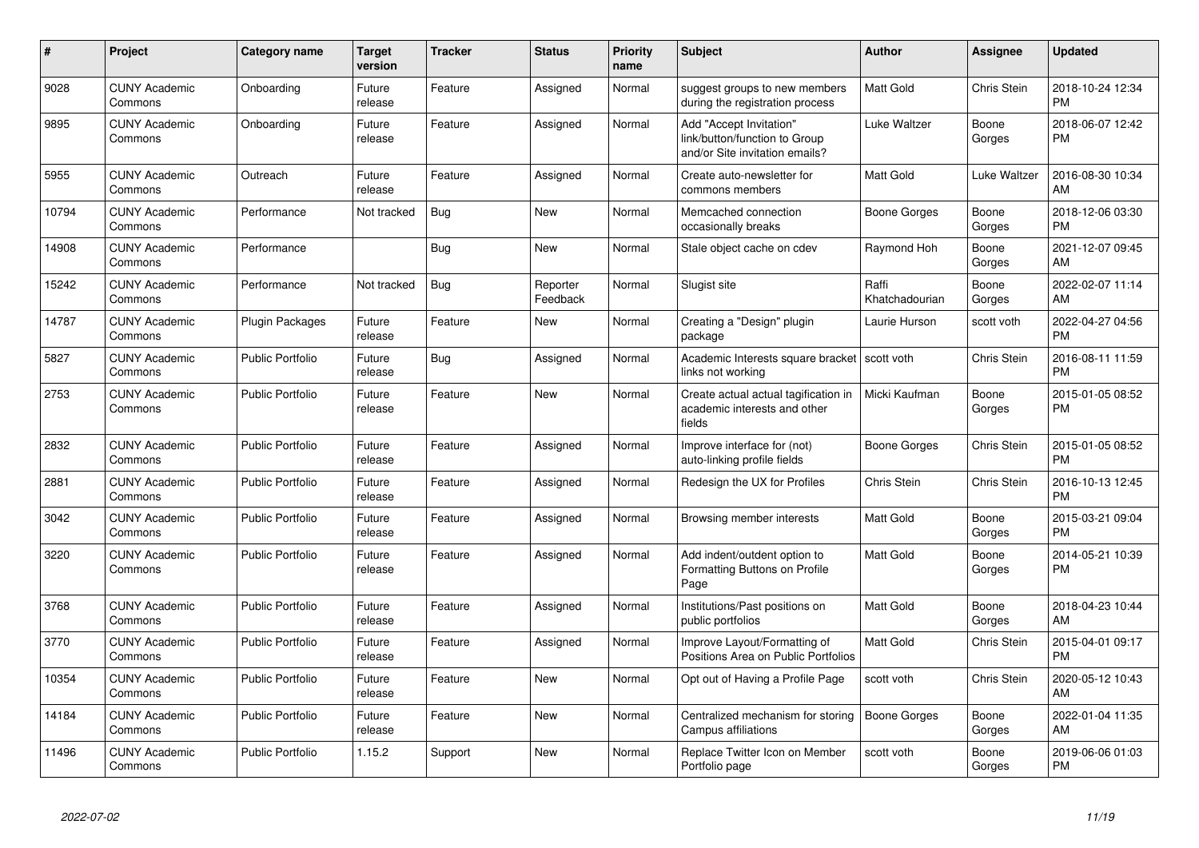| # | Project | Category name | Target version | Tracker | Status | Priority name | Subject | Author | Assignee | Updated |
|---|---|---|---|---|---|---|---|---|---|---|
| 9028 | CUNY Academic Commons | Onboarding | Future release | Feature | Assigned | Normal | suggest groups to new members during the registration process | Matt Gold | Chris Stein | 2018-10-24 12:34 PM |
| 9895 | CUNY Academic Commons | Onboarding | Future release | Feature | Assigned | Normal | Add "Accept Invitation" link/button/function to Group and/or Site invitation emails? | Luke Waltzer | Boone Gorges | 2018-06-07 12:42 PM |
| 5955 | CUNY Academic Commons | Outreach | Future release | Feature | Assigned | Normal | Create auto-newsletter for commons members | Matt Gold | Luke Waltzer | 2016-08-30 10:34 AM |
| 10794 | CUNY Academic Commons | Performance | Not tracked | Bug | New | Normal | Memcached connection occasionally breaks | Boone Gorges | Boone Gorges | 2018-12-06 03:30 PM |
| 14908 | CUNY Academic Commons | Performance | | Bug | New | Normal | Stale object cache on cdev | Raymond Hoh | Boone Gorges | 2021-12-07 09:45 AM |
| 15242 | CUNY Academic Commons | Performance | Not tracked | Bug | Reporter Feedback | Normal | Slugist site | Raffi Khatchadourian | Boone Gorges | 2022-02-07 11:14 AM |
| 14787 | CUNY Academic Commons | Plugin Packages | Future release | Feature | New | Normal | Creating a "Design" plugin package | Laurie Hurson | scott voth | 2022-04-27 04:56 PM |
| 5827 | CUNY Academic Commons | Public Portfolio | Future release | Bug | Assigned | Normal | Academic Interests square bracket links not working | scott voth | Chris Stein | 2016-08-11 11:59 PM |
| 2753 | CUNY Academic Commons | Public Portfolio | Future release | Feature | New | Normal | Create actual actual tagification in academic interests and other fields | Micki Kaufman | Boone Gorges | 2015-01-05 08:52 PM |
| 2832 | CUNY Academic Commons | Public Portfolio | Future release | Feature | Assigned | Normal | Improve interface for (not) auto-linking profile fields | Boone Gorges | Chris Stein | 2015-01-05 08:52 PM |
| 2881 | CUNY Academic Commons | Public Portfolio | Future release | Feature | Assigned | Normal | Redesign the UX for Profiles | Chris Stein | Chris Stein | 2016-10-13 12:45 PM |
| 3042 | CUNY Academic Commons | Public Portfolio | Future release | Feature | Assigned | Normal | Browsing member interests | Matt Gold | Boone Gorges | 2015-03-21 09:04 PM |
| 3220 | CUNY Academic Commons | Public Portfolio | Future release | Feature | Assigned | Normal | Add indent/outdent option to Formatting Buttons on Profile Page | Matt Gold | Boone Gorges | 2014-05-21 10:39 PM |
| 3768 | CUNY Academic Commons | Public Portfolio | Future release | Feature | Assigned | Normal | Institutions/Past positions on public portfolios | Matt Gold | Boone Gorges | 2018-04-23 10:44 AM |
| 3770 | CUNY Academic Commons | Public Portfolio | Future release | Feature | Assigned | Normal | Improve Layout/Formatting of Positions Area on Public Portfolios | Matt Gold | Chris Stein | 2015-04-01 09:17 PM |
| 10354 | CUNY Academic Commons | Public Portfolio | Future release | Feature | New | Normal | Opt out of Having a Profile Page | scott voth | Chris Stein | 2020-05-12 10:43 AM |
| 14184 | CUNY Academic Commons | Public Portfolio | Future release | Feature | New | Normal | Centralized mechanism for storing Campus affiliations | Boone Gorges | Boone Gorges | 2022-01-04 11:35 AM |
| 11496 | CUNY Academic Commons | Public Portfolio | 1.15.2 | Support | New | Normal | Replace Twitter Icon on Member Portfolio page | scott voth | Boone Gorges | 2019-06-06 01:03 PM |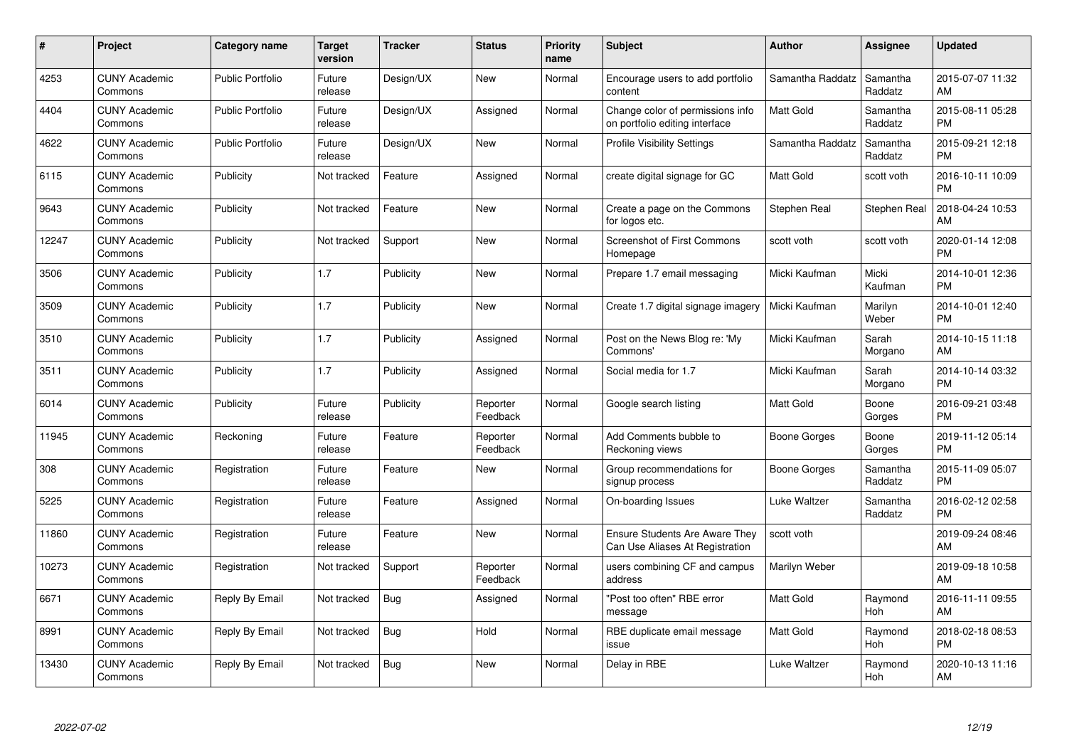| # | Project | Category name | Target version | Tracker | Status | Priority name | Subject | Author | Assignee | Updated |
|---|---|---|---|---|---|---|---|---|---|---|
| 4253 | CUNY Academic Commons | Public Portfolio | Future release | Design/UX | New | Normal | Encourage users to add portfolio content | Samantha Raddatz | Samantha Raddatz | 2015-07-07 11:32 AM |
| 4404 | CUNY Academic Commons | Public Portfolio | Future release | Design/UX | Assigned | Normal | Change color of permissions info on portfolio editing interface | Matt Gold | Samantha Raddatz | 2015-08-11 05:28 PM |
| 4622 | CUNY Academic Commons | Public Portfolio | Future release | Design/UX | New | Normal | Profile Visibility Settings | Samantha Raddatz | Samantha Raddatz | 2015-09-21 12:18 PM |
| 6115 | CUNY Academic Commons | Publicity | Not tracked | Feature | Assigned | Normal | create digital signage for GC | Matt Gold | scott voth | 2016-10-11 10:09 PM |
| 9643 | CUNY Academic Commons | Publicity | Not tracked | Feature | New | Normal | Create a page on the Commons for logos etc. | Stephen Real | Stephen Real | 2018-04-24 10:53 AM |
| 12247 | CUNY Academic Commons | Publicity | Not tracked | Support | New | Normal | Screenshot of First Commons Homepage | scott voth | scott voth | 2020-01-14 12:08 PM |
| 3506 | CUNY Academic Commons | Publicity | 1.7 | Publicity | New | Normal | Prepare 1.7 email messaging | Micki Kaufman | Micki Kaufman | 2014-10-01 12:36 PM |
| 3509 | CUNY Academic Commons | Publicity | 1.7 | Publicity | New | Normal | Create 1.7 digital signage imagery | Micki Kaufman | Marilyn Weber | 2014-10-01 12:40 PM |
| 3510 | CUNY Academic Commons | Publicity | 1.7 | Publicity | Assigned | Normal | Post on the News Blog re: 'My Commons' | Micki Kaufman | Sarah Morgano | 2014-10-15 11:18 AM |
| 3511 | CUNY Academic Commons | Publicity | 1.7 | Publicity | Assigned | Normal | Social media for 1.7 | Micki Kaufman | Sarah Morgano | 2014-10-14 03:32 PM |
| 6014 | CUNY Academic Commons | Publicity | Future release | Publicity | Reporter Feedback | Normal | Google search listing | Matt Gold | Boone Gorges | 2016-09-21 03:48 PM |
| 11945 | CUNY Academic Commons | Reckoning | Future release | Feature | Reporter Feedback | Normal | Add Comments bubble to Reckoning views | Boone Gorges | Boone Gorges | 2019-11-12 05:14 PM |
| 308 | CUNY Academic Commons | Registration | Future release | Feature | New | Normal | Group recommendations for signup process | Boone Gorges | Samantha Raddatz | 2015-11-09 05:07 PM |
| 5225 | CUNY Academic Commons | Registration | Future release | Feature | Assigned | Normal | On-boarding Issues | Luke Waltzer | Samantha Raddatz | 2016-02-12 02:58 PM |
| 11860 | CUNY Academic Commons | Registration | Future release | Feature | New | Normal | Ensure Students Are Aware They Can Use Aliases At Registration | scott voth | | 2019-09-24 08:46 AM |
| 10273 | CUNY Academic Commons | Registration | Not tracked | Support | Reporter Feedback | Normal | users combining CF and campus address | Marilyn Weber | | 2019-09-18 10:58 AM |
| 6671 | CUNY Academic Commons | Reply By Email | Not tracked | Bug | Assigned | Normal | "Post too often" RBE error message | Matt Gold | Raymond Hoh | 2016-11-11 09:55 AM |
| 8991 | CUNY Academic Commons | Reply By Email | Not tracked | Bug | Hold | Normal | RBE duplicate email message issue | Matt Gold | Raymond Hoh | 2018-02-18 08:53 PM |
| 13430 | CUNY Academic Commons | Reply By Email | Not tracked | Bug | New | Normal | Delay in RBE | Luke Waltzer | Raymond Hoh | 2020-10-13 11:16 AM |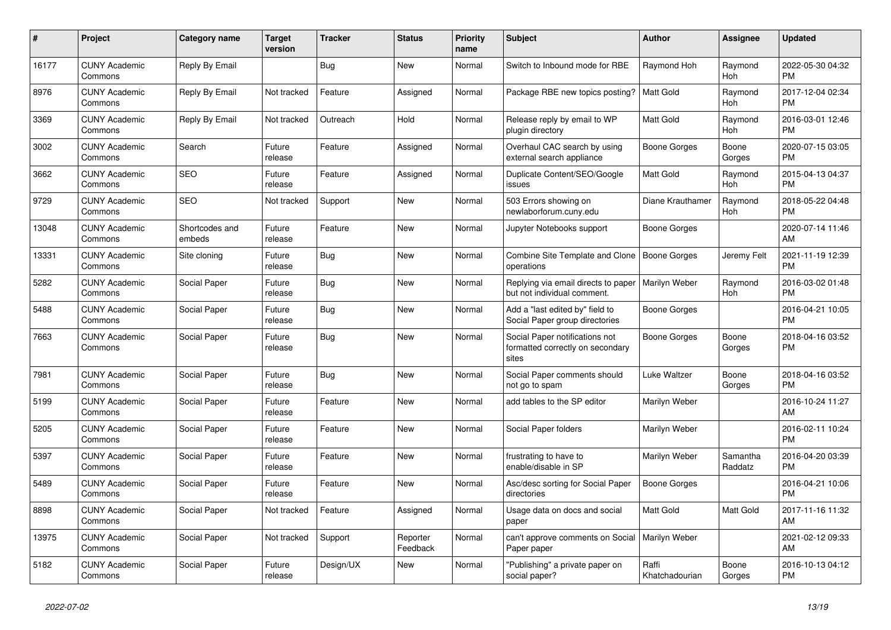| # | Project | Category name | Target version | Tracker | Status | Priority name | Subject | Author | Assignee | Updated |
|---|---|---|---|---|---|---|---|---|---|---|
| 16177 | CUNY Academic Commons | Reply By Email | | Bug | New | Normal | Switch to Inbound mode for RBE | Raymond Hoh | Raymond Hoh | 2022-05-30 04:32 PM |
| 8976 | CUNY Academic Commons | Reply By Email | Not tracked | Feature | Assigned | Normal | Package RBE new topics posting? | Matt Gold | Raymond Hoh | 2017-12-04 02:34 PM |
| 3369 | CUNY Academic Commons | Reply By Email | Not tracked | Outreach | Hold | Normal | Release reply by email to WP plugin directory | Matt Gold | Raymond Hoh | 2016-03-01 12:46 PM |
| 3002 | CUNY Academic Commons | Search | Future release | Feature | Assigned | Normal | Overhaul CAC search by using external search appliance | Boone Gorges | Boone Gorges | 2020-07-15 03:05 PM |
| 3662 | CUNY Academic Commons | SEO | Future release | Feature | Assigned | Normal | Duplicate Content/SEO/Google issues | Matt Gold | Raymond Hoh | 2015-04-13 04:37 PM |
| 9729 | CUNY Academic Commons | SEO | Not tracked | Support | New | Normal | 503 Errors showing on newlaborforum.cuny.edu | Diane Krauthamer | Raymond Hoh | 2018-05-22 04:48 PM |
| 13048 | CUNY Academic Commons | Shortcodes and embeds | Future release | Feature | New | Normal | Jupyter Notebooks support | Boone Gorges | | 2020-07-14 11:46 AM |
| 13331 | CUNY Academic Commons | Site cloning | Future release | Bug | New | Normal | Combine Site Template and Clone operations | Boone Gorges | Jeremy Felt | 2021-11-19 12:39 PM |
| 5282 | CUNY Academic Commons | Social Paper | Future release | Bug | New | Normal | Replying via email directs to paper but not individual comment. | Marilyn Weber | Raymond Hoh | 2016-03-02 01:48 PM |
| 5488 | CUNY Academic Commons | Social Paper | Future release | Bug | New | Normal | Add a "last edited by" field to Social Paper group directories | Boone Gorges | | 2016-04-21 10:05 PM |
| 7663 | CUNY Academic Commons | Social Paper | Future release | Bug | New | Normal | Social Paper notifications not formatted correctly on secondary sites | Boone Gorges | Boone Gorges | 2018-04-16 03:52 PM |
| 7981 | CUNY Academic Commons | Social Paper | Future release | Bug | New | Normal | Social Paper comments should not go to spam | Luke Waltzer | Boone Gorges | 2018-04-16 03:52 PM |
| 5199 | CUNY Academic Commons | Social Paper | Future release | Feature | New | Normal | add tables to the SP editor | Marilyn Weber | | 2016-10-24 11:27 AM |
| 5205 | CUNY Academic Commons | Social Paper | Future release | Feature | New | Normal | Social Paper folders | Marilyn Weber | | 2016-02-11 10:24 PM |
| 5397 | CUNY Academic Commons | Social Paper | Future release | Feature | New | Normal | frustrating to have to enable/disable in SP | Marilyn Weber | Samantha Raddatz | 2016-04-20 03:39 PM |
| 5489 | CUNY Academic Commons | Social Paper | Future release | Feature | New | Normal | Asc/desc sorting for Social Paper directories | Boone Gorges | | 2016-04-21 10:06 PM |
| 8898 | CUNY Academic Commons | Social Paper | Not tracked | Feature | Assigned | Normal | Usage data on docs and social paper | Matt Gold | Matt Gold | 2017-11-16 11:32 AM |
| 13975 | CUNY Academic Commons | Social Paper | Not tracked | Support | Reporter Feedback | Normal | can't approve comments on Social Paper paper | Marilyn Weber | | 2021-02-12 09:33 AM |
| 5182 | CUNY Academic Commons | Social Paper | Future release | Design/UX | New | Normal | "Publishing" a private paper on social paper? | Raffi Khatchadourian | Boone Gorges | 2016-10-13 04:12 PM |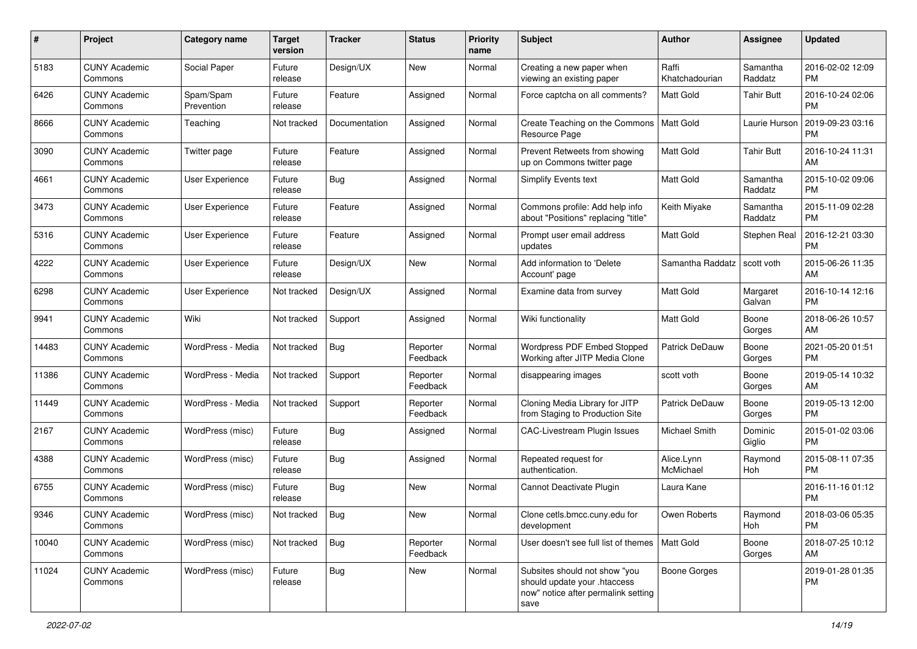| # | Project | Category name | Target version | Tracker | Status | Priority name | Subject | Author | Assignee | Updated |
|---|---|---|---|---|---|---|---|---|---|---|
| 5183 | CUNY Academic Commons | Social Paper | Future release | Design/UX | New | Normal | Creating a new paper when viewing an existing paper | Raffi Khatchadourian | Samantha Raddatz | 2016-02-02 12:09 PM |
| 6426 | CUNY Academic Commons | Spam/Spam Prevention | Future release | Feature | Assigned | Normal | Force captcha on all comments? | Matt Gold | Tahir Butt | 2016-10-24 02:06 PM |
| 8666 | CUNY Academic Commons | Teaching | Not tracked | Documentation | Assigned | Normal | Create Teaching on the Commons Resource Page | Matt Gold | Laurie Hurson | 2019-09-23 03:16 PM |
| 3090 | CUNY Academic Commons | Twitter page | Future release | Feature | Assigned | Normal | Prevent Retweets from showing up on Commons twitter page | Matt Gold | Tahir Butt | 2016-10-24 11:31 AM |
| 4661 | CUNY Academic Commons | User Experience | Future release | Bug | Assigned | Normal | Simplify Events text | Matt Gold | Samantha Raddatz | 2015-10-02 09:06 PM |
| 3473 | CUNY Academic Commons | User Experience | Future release | Feature | Assigned | Normal | Commons profile: Add help info about "Positions" replacing "title" | Keith Miyake | Samantha Raddatz | 2015-11-09 02:28 PM |
| 5316 | CUNY Academic Commons | User Experience | Future release | Feature | Assigned | Normal | Prompt user email address updates | Matt Gold | Stephen Real | 2016-12-21 03:30 PM |
| 4222 | CUNY Academic Commons | User Experience | Future release | Design/UX | New | Normal | Add information to 'Delete Account' page | Samantha Raddatz | scott voth | 2015-06-26 11:35 AM |
| 6298 | CUNY Academic Commons | User Experience | Not tracked | Design/UX | Assigned | Normal | Examine data from survey | Matt Gold | Margaret Galvan | 2016-10-14 12:16 PM |
| 9941 | CUNY Academic Commons | Wiki | Not tracked | Support | Assigned | Normal | Wiki functionality | Matt Gold | Boone Gorges | 2018-06-26 10:57 AM |
| 14483 | CUNY Academic Commons | WordPress - Media | Not tracked | Bug | Reporter Feedback | Normal | Wordpress PDF Embed Stopped Working after JITP Media Clone | Patrick DeDauw | Boone Gorges | 2021-05-20 01:51 PM |
| 11386 | CUNY Academic Commons | WordPress - Media | Not tracked | Support | Reporter Feedback | Normal | disappearing images | scott voth | Boone Gorges | 2019-05-14 10:32 AM |
| 11449 | CUNY Academic Commons | WordPress - Media | Not tracked | Support | Reporter Feedback | Normal | Cloning Media Library for JITP from Staging to Production Site | Patrick DeDauw | Boone Gorges | 2019-05-13 12:00 PM |
| 2167 | CUNY Academic Commons | WordPress (misc) | Future release | Bug | Assigned | Normal | CAC-Livestream Plugin Issues | Michael Smith | Dominic Giglio | 2015-01-02 03:06 PM |
| 4388 | CUNY Academic Commons | WordPress (misc) | Future release | Bug | Assigned | Normal | Repeated request for authentication. | Alice.Lynn McMichael | Raymond Hoh | 2015-08-11 07:35 PM |
| 6755 | CUNY Academic Commons | WordPress (misc) | Future release | Bug | New | Normal | Cannot Deactivate Plugin | Laura Kane | | 2016-11-16 01:12 PM |
| 9346 | CUNY Academic Commons | WordPress (misc) | Not tracked | Bug | New | Normal | Clone cetls.bmcc.cuny.edu for development | Owen Roberts | Raymond Hoh | 2018-03-06 05:35 PM |
| 10040 | CUNY Academic Commons | WordPress (misc) | Not tracked | Bug | Reporter Feedback | Normal | User doesn't see full list of themes | Matt Gold | Boone Gorges | 2018-07-25 10:12 AM |
| 11024 | CUNY Academic Commons | WordPress (misc) | Future release | Bug | New | Normal | Subsites should not show "you should update your .htaccess now" notice after permalink setting save | Boone Gorges | | 2019-01-28 01:35 PM |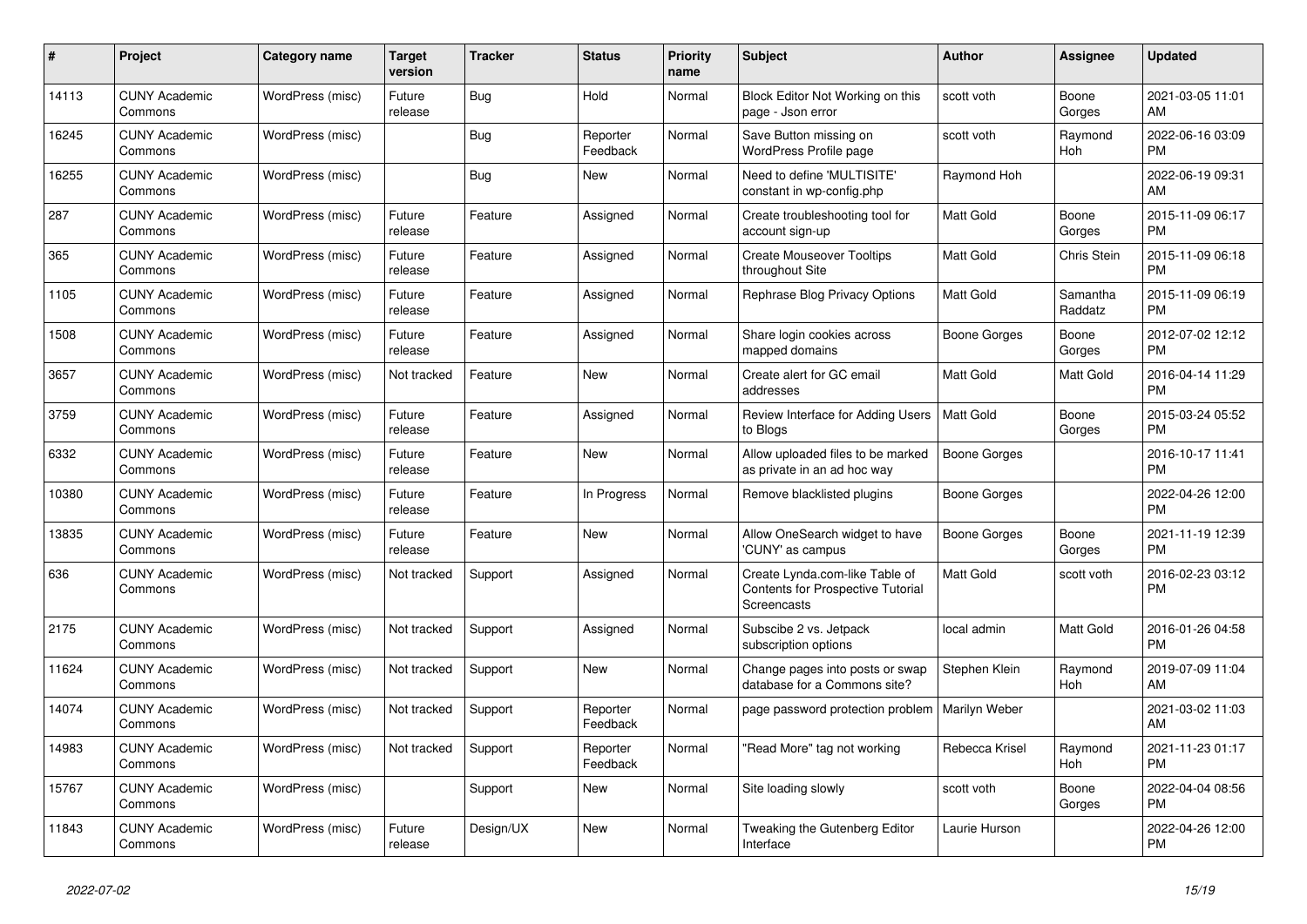| # | Project | Category name | Target version | Tracker | Status | Priority name | Subject | Author | Assignee | Updated |
|---|---|---|---|---|---|---|---|---|---|---|
| 14113 | CUNY Academic Commons | WordPress (misc) | Future release | Bug | Hold | Normal | Block Editor Not Working on this page - Json error | scott voth | Boone Gorges | 2021-03-05 11:01 AM |
| 16245 | CUNY Academic Commons | WordPress (misc) | | Bug | Reporter Feedback | Normal | Save Button missing on WordPress Profile page | scott voth | Raymond Hoh | 2022-06-16 03:09 PM |
| 16255 | CUNY Academic Commons | WordPress (misc) | | Bug | New | Normal | Need to define 'MULTISITE' constant in wp-config.php | Raymond Hoh | | 2022-06-19 09:31 AM |
| 287 | CUNY Academic Commons | WordPress (misc) | Future release | Feature | Assigned | Normal | Create troubleshooting tool for account sign-up | Matt Gold | Boone Gorges | 2015-11-09 06:17 PM |
| 365 | CUNY Academic Commons | WordPress (misc) | Future release | Feature | Assigned | Normal | Create Mouseover Tooltips throughout Site | Matt Gold | Chris Stein | 2015-11-09 06:18 PM |
| 1105 | CUNY Academic Commons | WordPress (misc) | Future release | Feature | Assigned | Normal | Rephrase Blog Privacy Options | Matt Gold | Samantha Raddatz | 2015-11-09 06:19 PM |
| 1508 | CUNY Academic Commons | WordPress (misc) | Future release | Feature | Assigned | Normal | Share login cookies across mapped domains | Boone Gorges | Boone Gorges | 2012-07-02 12:12 PM |
| 3657 | CUNY Academic Commons | WordPress (misc) | Not tracked | Feature | New | Normal | Create alert for GC email addresses | Matt Gold | Matt Gold | 2016-04-14 11:29 PM |
| 3759 | CUNY Academic Commons | WordPress (misc) | Future release | Feature | Assigned | Normal | Review Interface for Adding Users to Blogs | Matt Gold | Boone Gorges | 2015-03-24 05:52 PM |
| 6332 | CUNY Academic Commons | WordPress (misc) | Future release | Feature | New | Normal | Allow uploaded files to be marked as private in an ad hoc way | Boone Gorges | | 2016-10-17 11:41 PM |
| 10380 | CUNY Academic Commons | WordPress (misc) | Future release | Feature | In Progress | Normal | Remove blacklisted plugins | Boone Gorges | | 2022-04-26 12:00 PM |
| 13835 | CUNY Academic Commons | WordPress (misc) | Future release | Feature | New | Normal | Allow OneSearch widget to have 'CUNY' as campus | Boone Gorges | Boone Gorges | 2021-11-19 12:39 PM |
| 636 | CUNY Academic Commons | WordPress (misc) | Not tracked | Support | Assigned | Normal | Create Lynda.com-like Table of Contents for Prospective Tutorial Screencasts | Matt Gold | scott voth | 2016-02-23 03:12 PM |
| 2175 | CUNY Academic Commons | WordPress (misc) | Not tracked | Support | Assigned | Normal | Subscibe 2 vs. Jetpack subscription options | local admin | Matt Gold | 2016-01-26 04:58 PM |
| 11624 | CUNY Academic Commons | WordPress (misc) | Not tracked | Support | New | Normal | Change pages into posts or swap database for a Commons site? | Stephen Klein | Raymond Hoh | 2019-07-09 11:04 AM |
| 14074 | CUNY Academic Commons | WordPress (misc) | Not tracked | Support | Reporter Feedback | Normal | page password protection problem | Marilyn Weber | | 2021-03-02 11:03 AM |
| 14983 | CUNY Academic Commons | WordPress (misc) | Not tracked | Support | Reporter Feedback | Normal | "Read More" tag not working | Rebecca Krisel | Raymond Hoh | 2021-11-23 01:17 PM |
| 15767 | CUNY Academic Commons | WordPress (misc) | | Support | New | Normal | Site loading slowly | scott voth | Boone Gorges | 2022-04-04 08:56 PM |
| 11843 | CUNY Academic Commons | WordPress (misc) | Future release | Design/UX | New | Normal | Tweaking the Gutenberg Editor Interface | Laurie Hurson | | 2022-04-26 12:00 PM |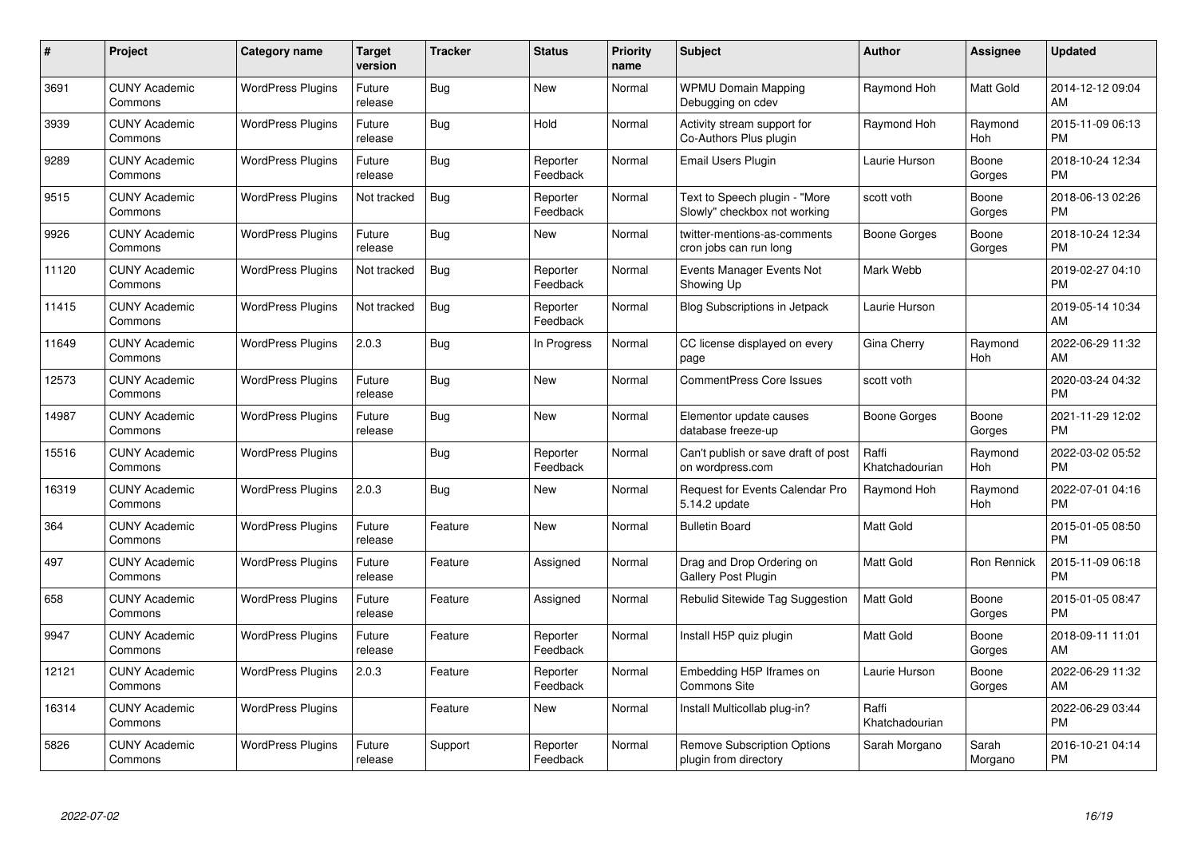| # | Project | Category name | Target version | Tracker | Status | Priority name | Subject | Author | Assignee | Updated |
|---|---|---|---|---|---|---|---|---|---|---|
| 3691 | CUNY Academic Commons | WordPress Plugins | Future release | Bug | New | Normal | WPMU Domain Mapping Debugging on cdev | Raymond Hoh | Matt Gold | 2014-12-12 09:04 AM |
| 3939 | CUNY Academic Commons | WordPress Plugins | Future release | Bug | Hold | Normal | Activity stream support for Co-Authors Plus plugin | Raymond Hoh | Raymond Hoh | 2015-11-09 06:13 PM |
| 9289 | CUNY Academic Commons | WordPress Plugins | Future release | Bug | Reporter Feedback | Normal | Email Users Plugin | Laurie Hurson | Boone Gorges | 2018-10-24 12:34 PM |
| 9515 | CUNY Academic Commons | WordPress Plugins | Not tracked | Bug | Reporter Feedback | Normal | Text to Speech plugin - "More Slowly" checkbox not working | scott voth | Boone Gorges | 2018-06-13 02:26 PM |
| 9926 | CUNY Academic Commons | WordPress Plugins | Future release | Bug | New | Normal | twitter-mentions-as-comments cron jobs can run long | Boone Gorges | Boone Gorges | 2018-10-24 12:34 PM |
| 11120 | CUNY Academic Commons | WordPress Plugins | Not tracked | Bug | Reporter Feedback | Normal | Events Manager Events Not Showing Up | Mark Webb | | 2019-02-27 04:10 PM |
| 11415 | CUNY Academic Commons | WordPress Plugins | Not tracked | Bug | Reporter Feedback | Normal | Blog Subscriptions in Jetpack | Laurie Hurson | | 2019-05-14 10:34 AM |
| 11649 | CUNY Academic Commons | WordPress Plugins | 2.0.3 | Bug | In Progress | Normal | CC license displayed on every page | Gina Cherry | Raymond Hoh | 2022-06-29 11:32 AM |
| 12573 | CUNY Academic Commons | WordPress Plugins | Future release | Bug | New | Normal | CommentPress Core Issues | scott voth | | 2020-03-24 04:32 PM |
| 14987 | CUNY Academic Commons | WordPress Plugins | Future release | Bug | New | Normal | Elementor update causes database freeze-up | Boone Gorges | Boone Gorges | 2021-11-29 12:02 PM |
| 15516 | CUNY Academic Commons | WordPress Plugins | | Bug | Reporter Feedback | Normal | Can't publish or save draft of post on wordpress.com | Raffi Khatchadourian | Raymond Hoh | 2022-03-02 05:52 PM |
| 16319 | CUNY Academic Commons | WordPress Plugins | 2.0.3 | Bug | New | Normal | Request for Events Calendar Pro 5.14.2 update | Raymond Hoh | Raymond Hoh | 2022-07-01 04:16 PM |
| 364 | CUNY Academic Commons | WordPress Plugins | Future release | Feature | New | Normal | Bulletin Board | Matt Gold | | 2015-01-05 08:50 PM |
| 497 | CUNY Academic Commons | WordPress Plugins | Future release | Feature | Assigned | Normal | Drag and Drop Ordering on Gallery Post Plugin | Matt Gold | Ron Rennick | 2015-11-09 06:18 PM |
| 658 | CUNY Academic Commons | WordPress Plugins | Future release | Feature | Assigned | Normal | Rebulid Sitewide Tag Suggestion | Matt Gold | Boone Gorges | 2015-01-05 08:47 PM |
| 9947 | CUNY Academic Commons | WordPress Plugins | Future release | Feature | Reporter Feedback | Normal | Install H5P quiz plugin | Matt Gold | Boone Gorges | 2018-09-11 11:01 AM |
| 12121 | CUNY Academic Commons | WordPress Plugins | 2.0.3 | Feature | Reporter Feedback | Normal | Embedding H5P Iframes on Commons Site | Laurie Hurson | Boone Gorges | 2022-06-29 11:32 AM |
| 16314 | CUNY Academic Commons | WordPress Plugins | | Feature | New | Normal | Install Multicollab plug-in? | Raffi Khatchadourian | | 2022-06-29 03:44 PM |
| 5826 | CUNY Academic Commons | WordPress Plugins | Future release | Support | Reporter Feedback | Normal | Remove Subscription Options plugin from directory | Sarah Morgano | Sarah Morgano | 2016-10-21 04:14 PM |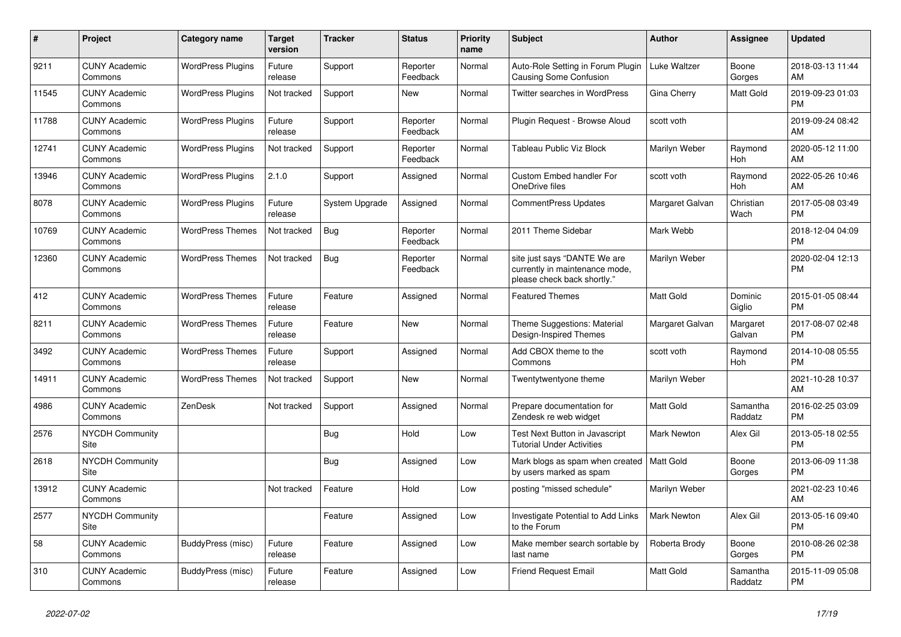| # | Project | Category name | Target version | Tracker | Status | Priority name | Subject | Author | Assignee | Updated |
|---|---|---|---|---|---|---|---|---|---|---|
| 9211 | CUNY Academic Commons | WordPress Plugins | Future release | Support | Reporter Feedback | Normal | Auto-Role Setting in Forum Plugin Causing Some Confusion | Luke Waltzer | Boone Gorges | 2018-03-13 11:44 AM |
| 11545 | CUNY Academic Commons | WordPress Plugins | Not tracked | Support | New | Normal | Twitter searches in WordPress | Gina Cherry | Matt Gold | 2019-09-23 01:03 PM |
| 11788 | CUNY Academic Commons | WordPress Plugins | Future release | Support | Reporter Feedback | Normal | Plugin Request - Browse Aloud | scott voth | | 2019-09-24 08:42 AM |
| 12741 | CUNY Academic Commons | WordPress Plugins | Not tracked | Support | Reporter Feedback | Normal | Tableau Public Viz Block | Marilyn Weber | Raymond Hoh | 2020-05-12 11:00 AM |
| 13946 | CUNY Academic Commons | WordPress Plugins | 2.1.0 | Support | Assigned | Normal | Custom Embed handler For OneDrive files | scott voth | Raymond Hoh | 2022-05-26 10:46 AM |
| 8078 | CUNY Academic Commons | WordPress Plugins | Future release | System Upgrade | Assigned | Normal | CommentPress Updates | Margaret Galvan | Christian Wach | 2017-05-08 03:49 PM |
| 10769 | CUNY Academic Commons | WordPress Themes | Not tracked | Bug | Reporter Feedback | Normal | 2011 Theme Sidebar | Mark Webb | | 2018-12-04 04:09 PM |
| 12360 | CUNY Academic Commons | WordPress Themes | Not tracked | Bug | Reporter Feedback | Normal | site just says "DANTE We are currently in maintenance mode, please check back shortly." | Marilyn Weber | | 2020-02-04 12:13 PM |
| 412 | CUNY Academic Commons | WordPress Themes | Future release | Feature | Assigned | Normal | Featured Themes | Matt Gold | Dominic Giglio | 2015-01-05 08:44 PM |
| 8211 | CUNY Academic Commons | WordPress Themes | Future release | Feature | New | Normal | Theme Suggestions: Material Design-Inspired Themes | Margaret Galvan | Margaret Galvan | 2017-08-07 02:48 PM |
| 3492 | CUNY Academic Commons | WordPress Themes | Future release | Support | Assigned | Normal | Add CBOX theme to the Commons | scott voth | Raymond Hoh | 2014-10-08 05:55 PM |
| 14911 | CUNY Academic Commons | WordPress Themes | Not tracked | Support | New | Normal | Twentytwentyone theme | Marilyn Weber | | 2021-10-28 10:37 AM |
| 4986 | CUNY Academic Commons | ZenDesk | Not tracked | Support | Assigned | Normal | Prepare documentation for Zendesk re web widget | Matt Gold | Samantha Raddatz | 2016-02-25 03:09 PM |
| 2576 | NYCDH Community Site | | | Bug | Hold | Low | Test Next Button in Javascript Tutorial Under Activities | Mark Newton | Alex Gil | 2013-05-18 02:55 PM |
| 2618 | NYCDH Community Site | | | Bug | Assigned | Low | Mark blogs as spam when created by users marked as spam | Matt Gold | Boone Gorges | 2013-06-09 11:38 PM |
| 13912 | CUNY Academic Commons | | Not tracked | Feature | Hold | Low | posting "missed schedule" | Marilyn Weber | | 2021-02-23 10:46 AM |
| 2577 | NYCDH Community Site | | | Feature | Assigned | Low | Investigate Potential to Add Links to the Forum | Mark Newton | Alex Gil | 2013-05-16 09:40 PM |
| 58 | CUNY Academic Commons | BuddyPress (misc) | Future release | Feature | Assigned | Low | Make member search sortable by last name | Roberta Brody | Boone Gorges | 2010-08-26 02:38 PM |
| 310 | CUNY Academic Commons | BuddyPress (misc) | Future release | Feature | Assigned | Low | Friend Request Email | Matt Gold | Samantha Raddatz | 2015-11-09 05:08 PM |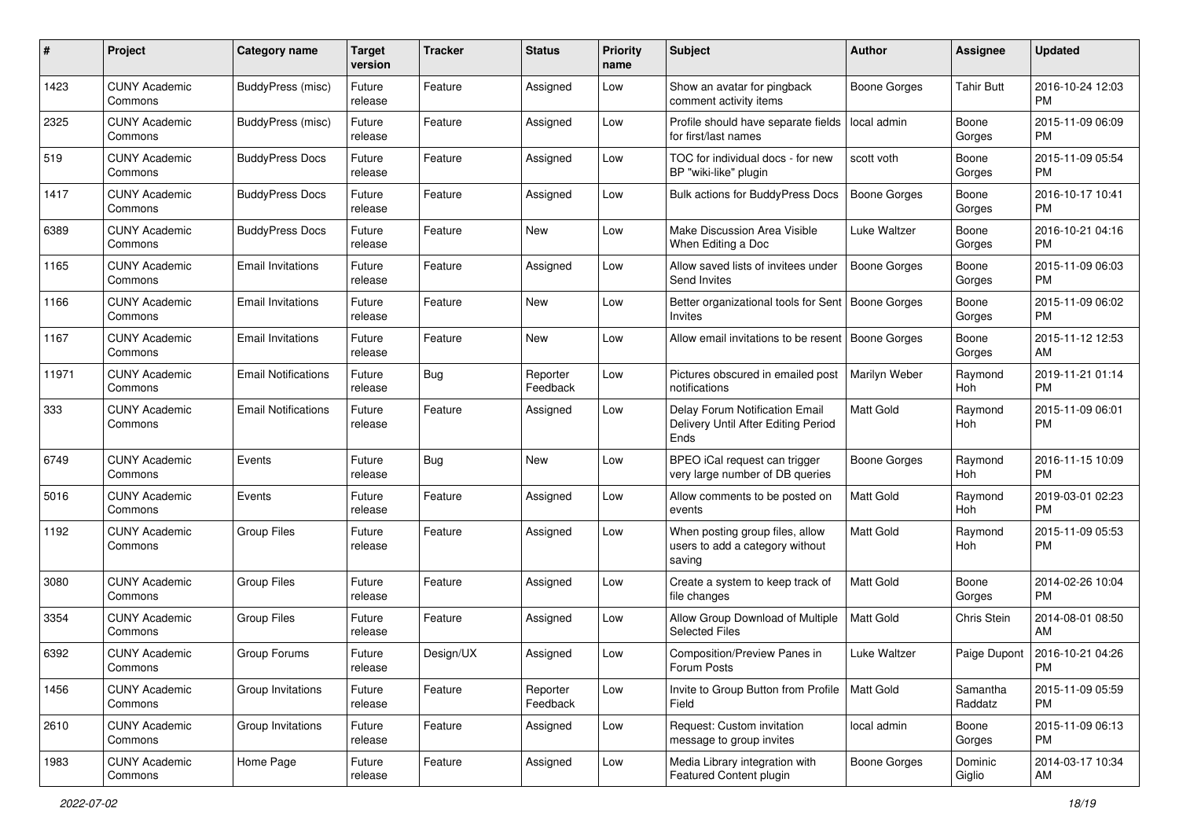| # | Project | Category name | Target version | Tracker | Status | Priority name | Subject | Author | Assignee | Updated |
|---|---|---|---|---|---|---|---|---|---|---|
| 1423 | CUNY Academic Commons | BuddyPress (misc) | Future release | Feature | Assigned | Low | Show an avatar for pingback comment activity items | Boone Gorges | Tahir Butt | 2016-10-24 12:03 PM |
| 2325 | CUNY Academic Commons | BuddyPress (misc) | Future release | Feature | Assigned | Low | Profile should have separate fields for first/last names | local admin | Boone Gorges | 2015-11-09 06:09 PM |
| 519 | CUNY Academic Commons | BuddyPress Docs | Future release | Feature | Assigned | Low | TOC for individual docs - for new BP "wiki-like" plugin | scott voth | Boone Gorges | 2015-11-09 05:54 PM |
| 1417 | CUNY Academic Commons | BuddyPress Docs | Future release | Feature | Assigned | Low | Bulk actions for BuddyPress Docs | Boone Gorges | Boone Gorges | 2016-10-17 10:41 PM |
| 6389 | CUNY Academic Commons | BuddyPress Docs | Future release | Feature | New | Low | Make Discussion Area Visible When Editing a Doc | Luke Waltzer | Boone Gorges | 2016-10-21 04:16 PM |
| 1165 | CUNY Academic Commons | Email Invitations | Future release | Feature | Assigned | Low | Allow saved lists of invitees under Send Invites | Boone Gorges | Boone Gorges | 2015-11-09 06:03 PM |
| 1166 | CUNY Academic Commons | Email Invitations | Future release | Feature | New | Low | Better organizational tools for Sent Invites | Boone Gorges | Boone Gorges | 2015-11-09 06:02 PM |
| 1167 | CUNY Academic Commons | Email Invitations | Future release | Feature | New | Low | Allow email invitations to be resent | Boone Gorges | Boone Gorges | 2015-11-12 12:53 AM |
| 11971 | CUNY Academic Commons | Email Notifications | Future release | Bug | Reporter Feedback | Low | Pictures obscured in emailed post notifications | Marilyn Weber | Raymond Hoh | 2019-11-21 01:14 PM |
| 333 | CUNY Academic Commons | Email Notifications | Future release | Feature | Assigned | Low | Delay Forum Notification Email Delivery Until After Editing Period Ends | Matt Gold | Raymond Hoh | 2015-11-09 06:01 PM |
| 6749 | CUNY Academic Commons | Events | Future release | Bug | New | Low | BPEO iCal request can trigger very large number of DB queries | Boone Gorges | Raymond Hoh | 2016-11-15 10:09 PM |
| 5016 | CUNY Academic Commons | Events | Future release | Feature | Assigned | Low | Allow comments to be posted on events | Matt Gold | Raymond Hoh | 2019-03-01 02:23 PM |
| 1192 | CUNY Academic Commons | Group Files | Future release | Feature | Assigned | Low | When posting group files, allow users to add a category without saving | Matt Gold | Raymond Hoh | 2015-11-09 05:53 PM |
| 3080 | CUNY Academic Commons | Group Files | Future release | Feature | Assigned | Low | Create a system to keep track of file changes | Matt Gold | Boone Gorges | 2014-02-26 10:04 PM |
| 3354 | CUNY Academic Commons | Group Files | Future release | Feature | Assigned | Low | Allow Group Download of Multiple Selected Files | Matt Gold | Chris Stein | 2014-08-01 08:50 AM |
| 6392 | CUNY Academic Commons | Group Forums | Future release | Design/UX | Assigned | Low | Composition/Preview Panes in Forum Posts | Luke Waltzer | Paige Dupont | 2016-10-21 04:26 PM |
| 1456 | CUNY Academic Commons | Group Invitations | Future release | Feature | Reporter Feedback | Low | Invite to Group Button from Profile Field | Matt Gold | Samantha Raddatz | 2015-11-09 05:59 PM |
| 2610 | CUNY Academic Commons | Group Invitations | Future release | Feature | Assigned | Low | Request: Custom invitation message to group invites | local admin | Boone Gorges | 2015-11-09 06:13 PM |
| 1983 | CUNY Academic Commons | Home Page | Future release | Feature | Assigned | Low | Media Library integration with Featured Content plugin | Boone Gorges | Dominic Giglio | 2014-03-17 10:34 AM |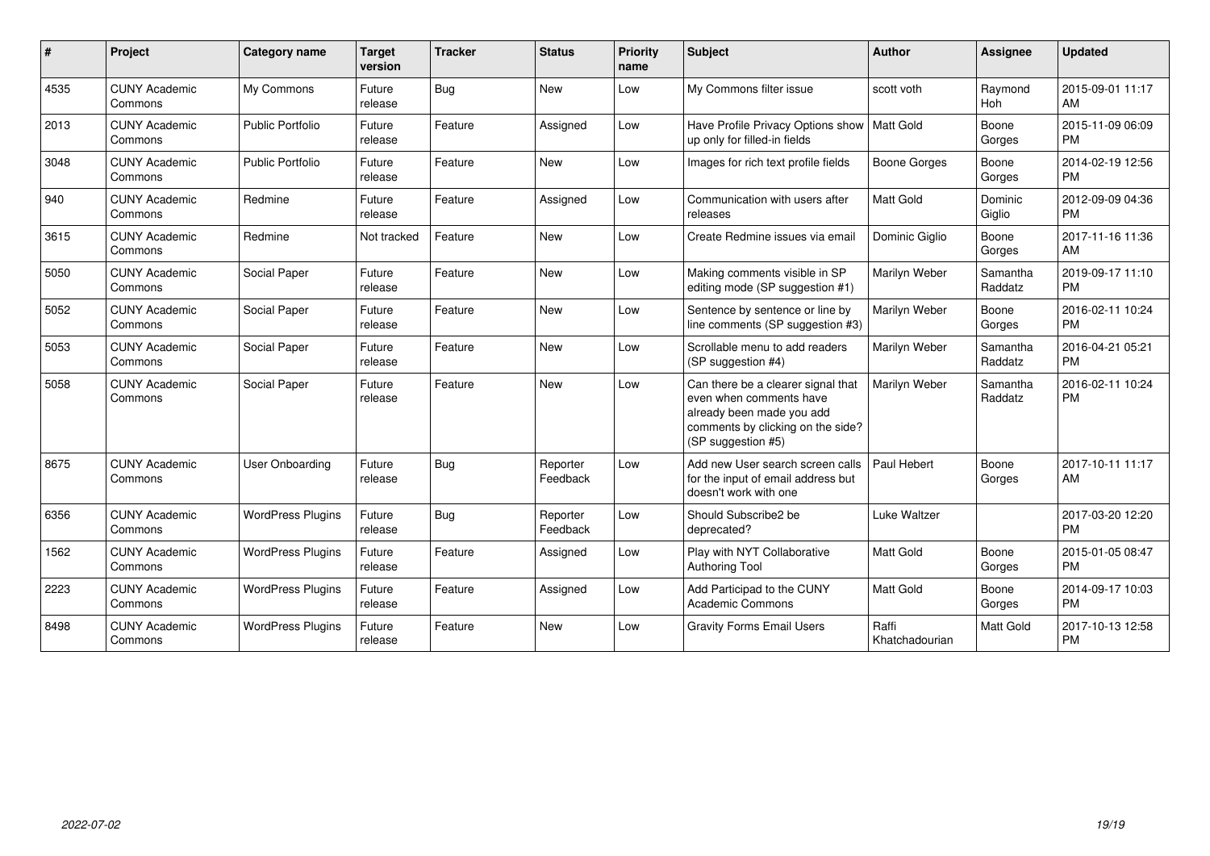| # | Project | Category name | Target version | Tracker | Status | Priority name | Subject | Author | Assignee | Updated |
|---|---|---|---|---|---|---|---|---|---|---|
| 4535 | CUNY Academic Commons | My Commons | Future release | Bug | New | Low | My Commons filter issue | scott voth | Raymond Hoh | 2015-09-01 11:17 AM |
| 2013 | CUNY Academic Commons | Public Portfolio | Future release | Feature | Assigned | Low | Have Profile Privacy Options show up only for filled-in fields | Matt Gold | Boone Gorges | 2015-11-09 06:09 PM |
| 3048 | CUNY Academic Commons | Public Portfolio | Future release | Feature | New | Low | Images for rich text profile fields | Boone Gorges | Boone Gorges | 2014-02-19 12:56 PM |
| 940 | CUNY Academic Commons | Redmine | Future release | Feature | Assigned | Low | Communication with users after releases | Matt Gold | Dominic Giglio | 2012-09-09 04:36 PM |
| 3615 | CUNY Academic Commons | Redmine | Not tracked | Feature | New | Low | Create Redmine issues via email | Dominic Giglio | Boone Gorges | 2017-11-16 11:36 AM |
| 5050 | CUNY Academic Commons | Social Paper | Future release | Feature | New | Low | Making comments visible in SP editing mode (SP suggestion #1) | Marilyn Weber | Samantha Raddatz | 2019-09-17 11:10 PM |
| 5052 | CUNY Academic Commons | Social Paper | Future release | Feature | New | Low | Sentence by sentence or line by line comments (SP suggestion #3) | Marilyn Weber | Boone Gorges | 2016-02-11 10:24 PM |
| 5053 | CUNY Academic Commons | Social Paper | Future release | Feature | New | Low | Scrollable menu to add readers (SP suggestion #4) | Marilyn Weber | Samantha Raddatz | 2016-04-21 05:21 PM |
| 5058 | CUNY Academic Commons | Social Paper | Future release | Feature | New | Low | Can there be a clearer signal that even when comments have already been made you add comments by clicking on the side? (SP suggestion #5) | Marilyn Weber | Samantha Raddatz | 2016-02-11 10:24 PM |
| 8675 | CUNY Academic Commons | User Onboarding | Future release | Bug | Reporter Feedback | Low | Add new User search screen calls for the input of email address but doesn't work with one | Paul Hebert | Boone Gorges | 2017-10-11 11:17 AM |
| 6356 | CUNY Academic Commons | WordPress Plugins | Future release | Bug | Reporter Feedback | Low | Should Subscribe2 be deprecated? | Luke Waltzer | | 2017-03-20 12:20 PM |
| 1562 | CUNY Academic Commons | WordPress Plugins | Future release | Feature | Assigned | Low | Play with NYT Collaborative Authoring Tool | Matt Gold | Boone Gorges | 2015-01-05 08:47 PM |
| 2223 | CUNY Academic Commons | WordPress Plugins | Future release | Feature | Assigned | Low | Add Participad to the CUNY Academic Commons | Matt Gold | Boone Gorges | 2014-09-17 10:03 PM |
| 8498 | CUNY Academic Commons | WordPress Plugins | Future release | Feature | New | Low | Gravity Forms Email Users | Raffi Khatchadourian | Matt Gold | 2017-10-13 12:58 PM |